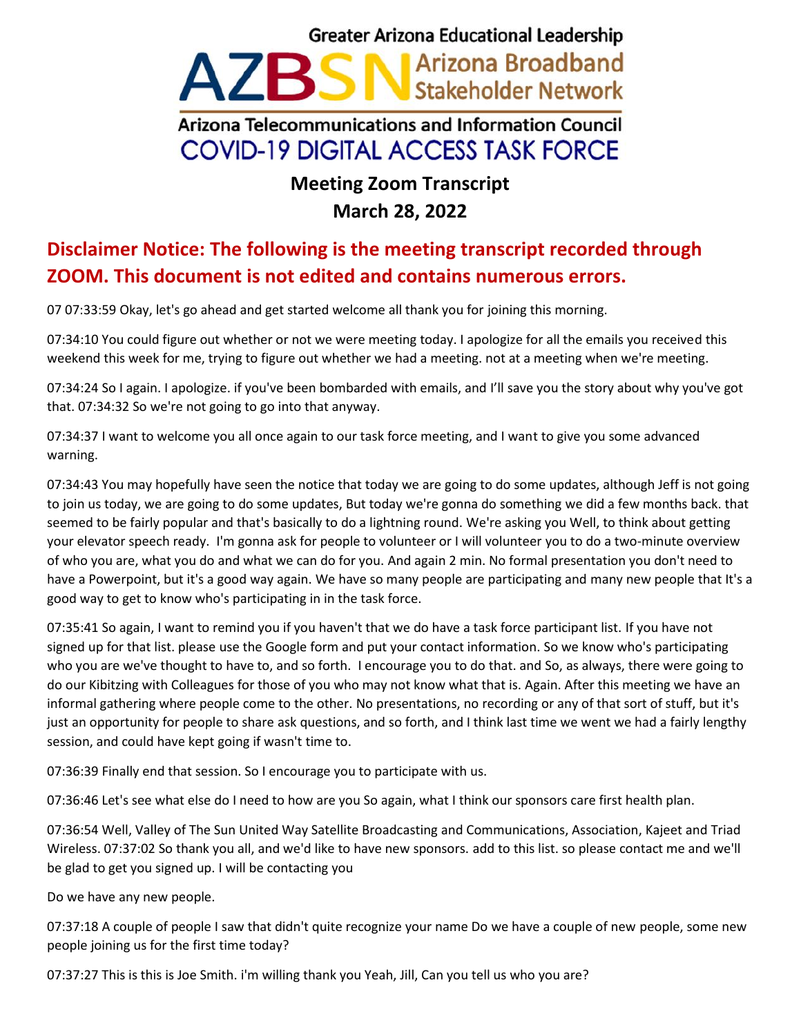# Greater Arizona Educational Leadership

# AZBSN Arizona Broadband Stakeholder Network

## Arizona Telecommunications and Information Council

## COVID-19 DIGITAL ACCESS TASK FORCE

### Meeting Zoom Transcript

### March 28, 2022

## Disclaimer Notice: The following is the meeting transcript recorded through ZOOM. This document is not edited and contains numerous errors.

07 07:33:59 Okay, let's go ahead and get started welcome all thank you for joining this morning.

07:34:10 You could figure out whether or not we were meeting today. I apologize for all the emails you received this weekend this week for me, trying to figure out whether we had a meeting. not at a meeting when we're meeting.

07:34:24 So I again. I apologize. if you've been bombarded with emails, and I'll save you the story about why you've got that. 07:34:32 So we're not going to go into that anyway.

07:34:37 I want to welcome you all once again to our task force meeting, and I want to give you some advanced warning.

07:34:43 You may hopefully have seen the notice that today we are going to do some updates, although Jeff is not going to join us today, we are going to do some updates, But today we're gonna do something we did a few months back. that seemed to be fairly popular and that's basically to do a lightning round. We're asking you Well, to think about getting your elevator speech ready. I'm gonna ask for people to volunteer or I will volunteer you to do a two-minute overview of who you are, what you do and what we can do for you. And again 2 min. No formal presentation you don't need to have a Powerpoint, but it's a good way again. We have so many people are participating and many new people that It's a good way to get to know who's participating in in the task force.

07:35:41 So again, I want to remind you if you haven't that we do have a task force participant list. If you have not signed up for that list. please use the Google form and put your contact information. So we know who's participating who you are we've thought to have to, and so forth. I encourage you to do that. and So, as always, there were going to do our Kibitzing with Colleagues for those of you who may not know what that is. Again. After this meeting we have an informal gathering where people come to the other. No presentations, no recording or any of that sort of stuff, but it's just an opportunity for people to share ask questions, and so forth, and I think last time we went we had a fairly lengthy session, and could have kept going if wasn't time to.

07:36:39 Finally end that session. So I encourage you to participate with us.

07:36:46 Let's see what else do I need to how are you So again, what I think our sponsors care first health plan.

07:36:54 Well, Valley of The Sun United Way Satellite Broadcasting and Communications, Association, Kajeet and Triad Wireless. 07:37:02 So thank you all, and we'd like to have new sponsors. add to this list. so please contact me and we'll be glad to get you signed up. I will be contacting you

Do we have any new people.

07:37:18 A couple of people I saw that didn't quite recognize your name Do we have a couple of new people, some new people joining us for the first time today?

07:37:27 This is this is Joe Smith. i'm willing thank you Yeah, Jill, Can you tell us who you are?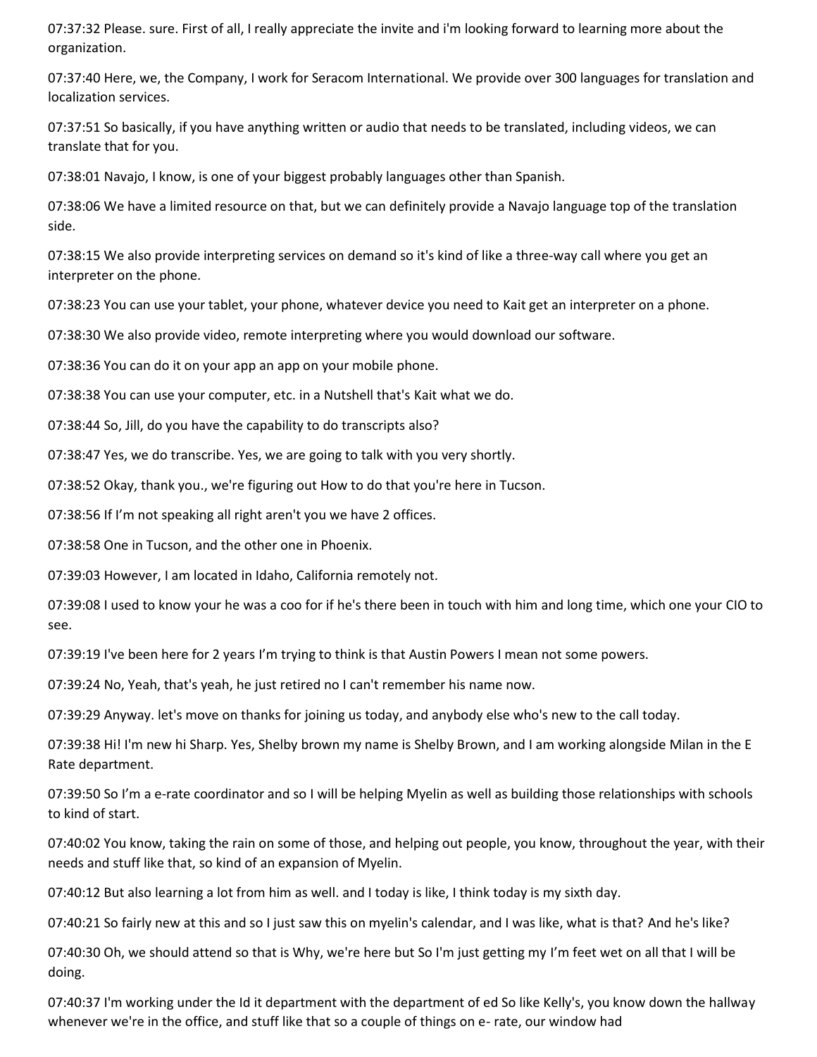07:37:32 Please. sure. First of all, I really appreciate the invite and i'm looking forward to learning more about the organization.

07:37:40 Here, we, the Company, I work for Seracom International. We provide over 300 languages for translation and localization services.

07:37:51 So basically, if you have anything written or audio that needs to be translated, including videos, we can translate that for you.

07:38:01 Navajo, I know, is one of your biggest probably languages other than Spanish.

07:38:06 We have a limited resource on that, but we can definitely provide a Navajo language top of the translation side.

07:38:15 We also provide interpreting services on demand so it's kind of like a three-way call where you get an interpreter on the phone.

07:38:23 You can use your tablet, your phone, whatever device you need to Kait get an interpreter on a phone.

07:38:30 We also provide video, remote interpreting where you would download our software.

07:38:36 You can do it on your app an app on your mobile phone.

07:38:38 You can use your computer, etc. in a Nutshell that's Kait what we do.

07:38:44 So, Jill, do you have the capability to do transcripts also?

07:38:47 Yes, we do transcribe. Yes, we are going to talk with you very shortly.

07:38:52 Okay, thank you., we're figuring out How to do that you're here in Tucson.

07:38:56 If I'm not speaking all right aren't you we have 2 offices.

07:38:58 One in Tucson, and the other one in Phoenix.

07:39:03 However, I am located in Idaho, California remotely not.

07:39:08 I used to know your he was a coo for if he's there been in touch with him and long time, which one your CIO to see.

07:39:19 I've been here for 2 years I'm trying to think is that Austin Powers I mean not some powers.

07:39:24 No, Yeah, that's yeah, he just retired no I can't remember his name now.

07:39:29 Anyway. let's move on thanks for joining us today, and anybody else who's new to the call today.

07:39:38 Hi! I'm new hi Sharp. Yes, Shelby brown my name is Shelby Brown, and I am working alongside Milan in the E Rate department.

07:39:50 So I'm a e-rate coordinator and so I will be helping Myelin as well as building those relationships with schools to kind of start.

07:40:02 You know, taking the rain on some of those, and helping out people, you know, throughout the year, with their needs and stuff like that, so kind of an expansion of Myelin.

07:40:12 But also learning a lot from him as well. and I today is like, I think today is my sixth day.

07:40:21 So fairly new at this and so I just saw this on myelin's calendar, and I was like, what is that? And he's like?

07:40:30 Oh, we should attend so that is Why, we're here but So I'm just getting my I'm feet wet on all that I will be doing.

07:40:37 I'm working under the Id it department with the department of ed So like Kelly's, you know down the hallway whenever we're in the office, and stuff like that so a couple of things on e- rate, our window had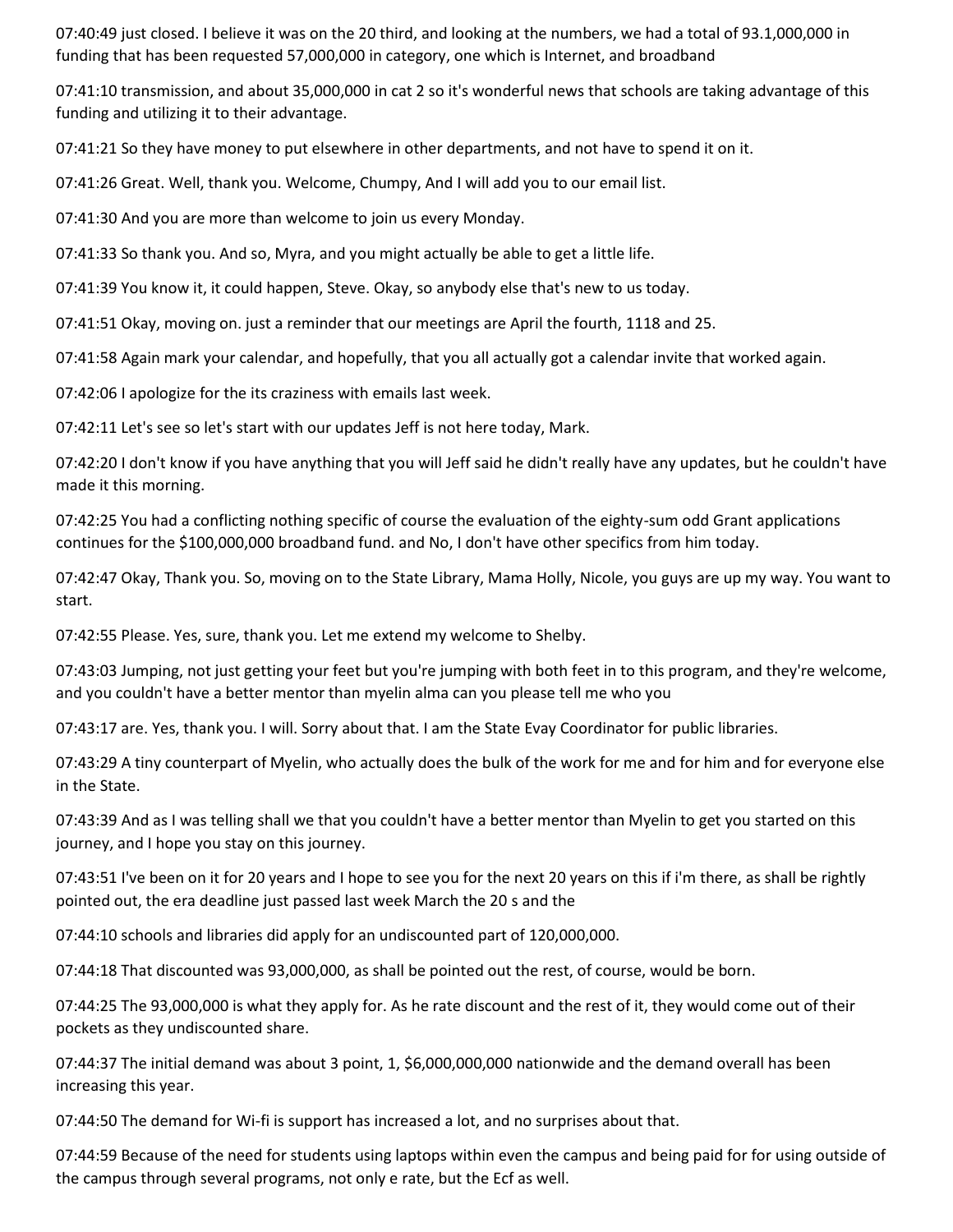07:40:49 just closed. I believe it was on the 20 third, and looking at the numbers, we had a total of 93.1,000,000 in funding that has been requested 57,000,000 in category, one which is Internet, and broadband

07:41:10 transmission, and about 35,000,000 in cat 2 so it's wonderful news that schools are taking advantage of this funding and utilizing it to their advantage.

07:41:21 So they have money to put elsewhere in other departments, and not have to spend it on it.

07:41:26 Great. Well, thank you. Welcome, Chumpy, And I will add you to our email list.

07:41:30 And you are more than welcome to join us every Monday.

07:41:33 So thank you. And so, Myra, and you might actually be able to get a little life.

07:41:39 You know it, it could happen, Steve. Okay, so anybody else that's new to us today.

07:41:51 Okay, moving on. just a reminder that our meetings are April the fourth, 1118 and 25.

07:41:58 Again mark your calendar, and hopefully, that you all actually got a calendar invite that worked again.

07:42:06 I apologize for the its craziness with emails last week.

07:42:11 Let's see so let's start with our updates Jeff is not here today, Mark.

07:42:20 I don't know if you have anything that you will Jeff said he didn't really have any updates, but he couldn't have made it this morning.

07:42:25 You had a conflicting nothing specific of course the evaluation of the eighty-sum odd Grant applications continues for the $100,000,000 broadband fund. and No, I don't have other specifics from him today.

07:42:47 Okay, Thank you. So, moving on to the State Library, Mama Holly, Nicole, you guys are up my way. You want to start.

07:42:55 Please. Yes, sure, thank you. Let me extend my welcome to Shelby.

07:43:03 Jumping, not just getting your feet but you're jumping with both feet in to this program, and they're welcome, and you couldn't have a better mentor than myelin alma can you please tell me who you

07:43:17 are. Yes, thank you. I will. Sorry about that. I am the State Evay Coordinator for public libraries.

07:43:29 A tiny counterpart of Myelin, who actually does the bulk of the work for me and for him and for everyone else in the State.

07:43:39 And as I was telling shall we that you couldn't have a better mentor than Myelin to get you started on this journey, and I hope you stay on this journey.

07:43:51 I've been on it for 20 years and I hope to see you for the next 20 years on this if i'm there, as shall be rightly pointed out, the era deadline just passed last week March the 20 s and the

07:44:10 schools and libraries did apply for an undiscounted part of 120,000,000.

07:44:18 That discounted was 93,000,000, as shall be pointed out the rest, of course, would be born.

07:44:25 The 93,000,000 is what they apply for. As he rate discount and the rest of it, they would come out of their pockets as they undiscounted share.

07:44:37 The initial demand was about 3 point, 1, $6,000,000,000 nationwide and the demand overall has been increasing this year.

07:44:50 The demand for Wi-fi is support has increased a lot, and no surprises about that.

07:44:59 Because of the need for students using laptops within even the campus and being paid for for using outside of the campus through several programs, not only e rate, but the Ecf as well.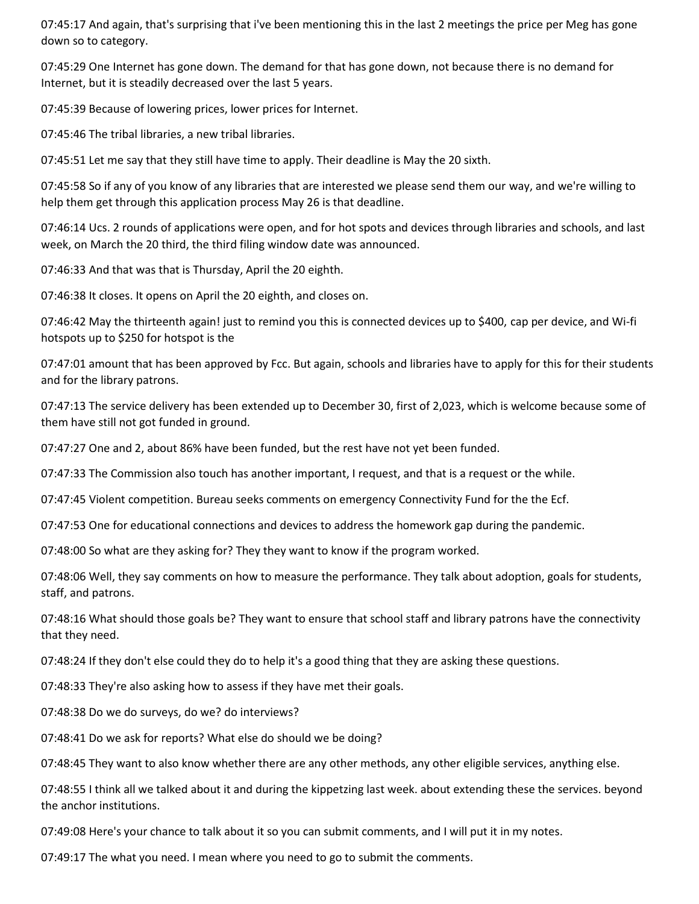07:45:17 And again, that's surprising that i've been mentioning this in the last 2 meetings the price per Meg has gone down so to category.

07:45:29 One Internet has gone down. The demand for that has gone down, not because there is no demand for Internet, but it is steadily decreased over the last 5 years.

07:45:39 Because of lowering prices, lower prices for Internet.

07:45:46 The tribal libraries, a new tribal libraries.

07:45:51 Let me say that they still have time to apply. Their deadline is May the 20 sixth.

07:45:58 So if any of you know of any libraries that are interested we please send them our way, and we're willing to help them get through this application process May 26 is that deadline.

07:46:14 Ucs. 2 rounds of applications were open, and for hot spots and devices through libraries and schools, and last week, on March the 20 third, the third filing window date was announced.

07:46:33 And that was that is Thursday, April the 20 eighth.

07:46:38 It closes. It opens on April the 20 eighth, and closes on.

07:46:42 May the thirteenth again! just to remind you this is connected devices up to $400, cap per device, and Wi-fi hotspots up to $250 for hotspot is the

07:47:01 amount that has been approved by Fcc. But again, schools and libraries have to apply for this for their students and for the library patrons.

07:47:13 The service delivery has been extended up to December 30, first of 2,023, which is welcome because some of them have still not got funded in ground.

07:47:27 One and 2, about 86% have been funded, but the rest have not yet been funded.

07:47:33 The Commission also touch has another important, I request, and that is a request or the while.

07:47:45 Violent competition. Bureau seeks comments on emergency Connectivity Fund for the the Ecf.

07:47:53 One for educational connections and devices to address the homework gap during the pandemic.

07:48:00 So what are they asking for? They they want to know if the program worked.

07:48:06 Well, they say comments on how to measure the performance. They talk about adoption, goals for students, staff, and patrons.

07:48:16 What should those goals be? They want to ensure that school staff and library patrons have the connectivity that they need.

07:48:24 If they don't else could they do to help it's a good thing that they are asking these questions.

07:48:33 They're also asking how to assess if they have met their goals.

07:48:38 Do we do surveys, do we? do interviews?

07:48:41 Do we ask for reports? What else do should we be doing?

07:48:45 They want to also know whether there are any other methods, any other eligible services, anything else.

07:48:55 I think all we talked about it and during the kippetzing last week. about extending these the services. beyond the anchor institutions.

07:49:08 Here's your chance to talk about it so you can submit comments, and I will put it in my notes.

07:49:17 The what you need. I mean where you need to go to submit the comments.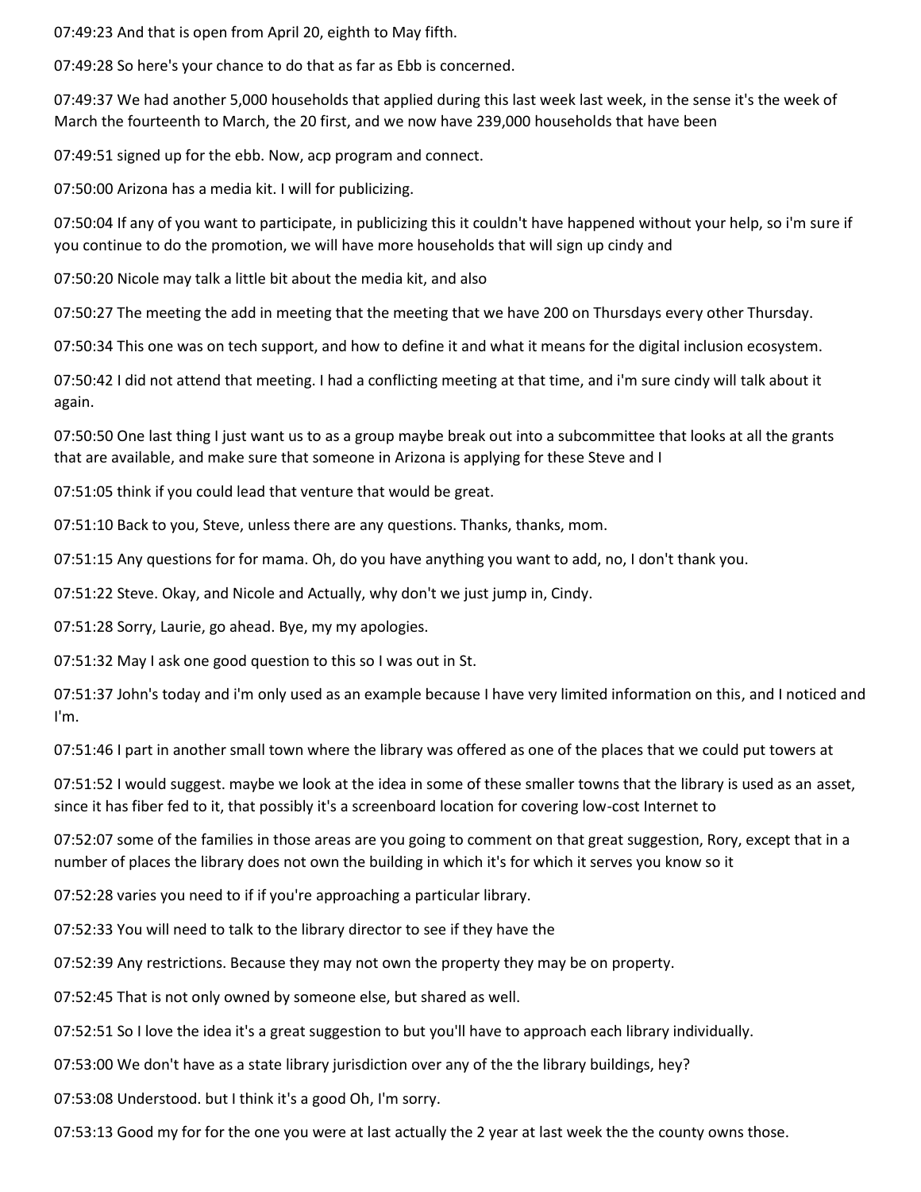07:49:23 And that is open from April 20, eighth to May fifth.

07:49:28 So here's your chance to do that as far as Ebb is concerned.

07:49:37 We had another 5,000 households that applied during this last week last week, in the sense it's the week of March the fourteenth to March, the 20 first, and we now have 239,000 households that have been

07:49:51 signed up for the ebb. Now, acp program and connect.

07:50:00 Arizona has a media kit. I will for publicizing.

07:50:04 If any of you want to participate, in publicizing this it couldn't have happened without your help, so i'm sure if you continue to do the promotion, we will have more households that will sign up cindy and

07:50:20 Nicole may talk a little bit about the media kit, and also

07:50:27 The meeting the add in meeting that the meeting that we have 200 on Thursdays every other Thursday.

07:50:34 This one was on tech support, and how to define it and what it means for the digital inclusion ecosystem.

07:50:42 I did not attend that meeting. I had a conflicting meeting at that time, and i'm sure cindy will talk about it again.

07:50:50 One last thing I just want us to as a group maybe break out into a subcommittee that looks at all the grants that are available, and make sure that someone in Arizona is applying for these Steve and I

07:51:05 think if you could lead that venture that would be great.

07:51:10 Back to you, Steve, unless there are any questions. Thanks, thanks, mom.

07:51:15 Any questions for for mama. Oh, do you have anything you want to add, no, I don't thank you.

07:51:22 Steve. Okay, and Nicole and Actually, why don't we just jump in, Cindy.

07:51:28 Sorry, Laurie, go ahead. Bye, my my apologies.

07:51:32 May I ask one good question to this so I was out in St.

07:51:37 John's today and i'm only used as an example because I have very limited information on this, and I noticed and I'm.

07:51:46 I part in another small town where the library was offered as one of the places that we could put towers at

07:51:52 I would suggest. maybe we look at the idea in some of these smaller towns that the library is used as an asset, since it has fiber fed to it, that possibly it's a screenboard location for covering low-cost Internet to

07:52:07 some of the families in those areas are you going to comment on that great suggestion, Rory, except that in a number of places the library does not own the building in which it's for which it serves you know so it

07:52:28 varies you need to if if you're approaching a particular library.

07:52:33 You will need to talk to the library director to see if they have the

07:52:39 Any restrictions. Because they may not own the property they may be on property.

07:52:45 That is not only owned by someone else, but shared as well.

07:52:51 So I love the idea it's a great suggestion to but you'll have to approach each library individually.

07:53:00 We don't have as a state library jurisdiction over any of the the library buildings, hey?

07:53:08 Understood. but I think it's a good Oh, I'm sorry.

07:53:13 Good my for for the one you were at last actually the 2 year at last week the the county owns those.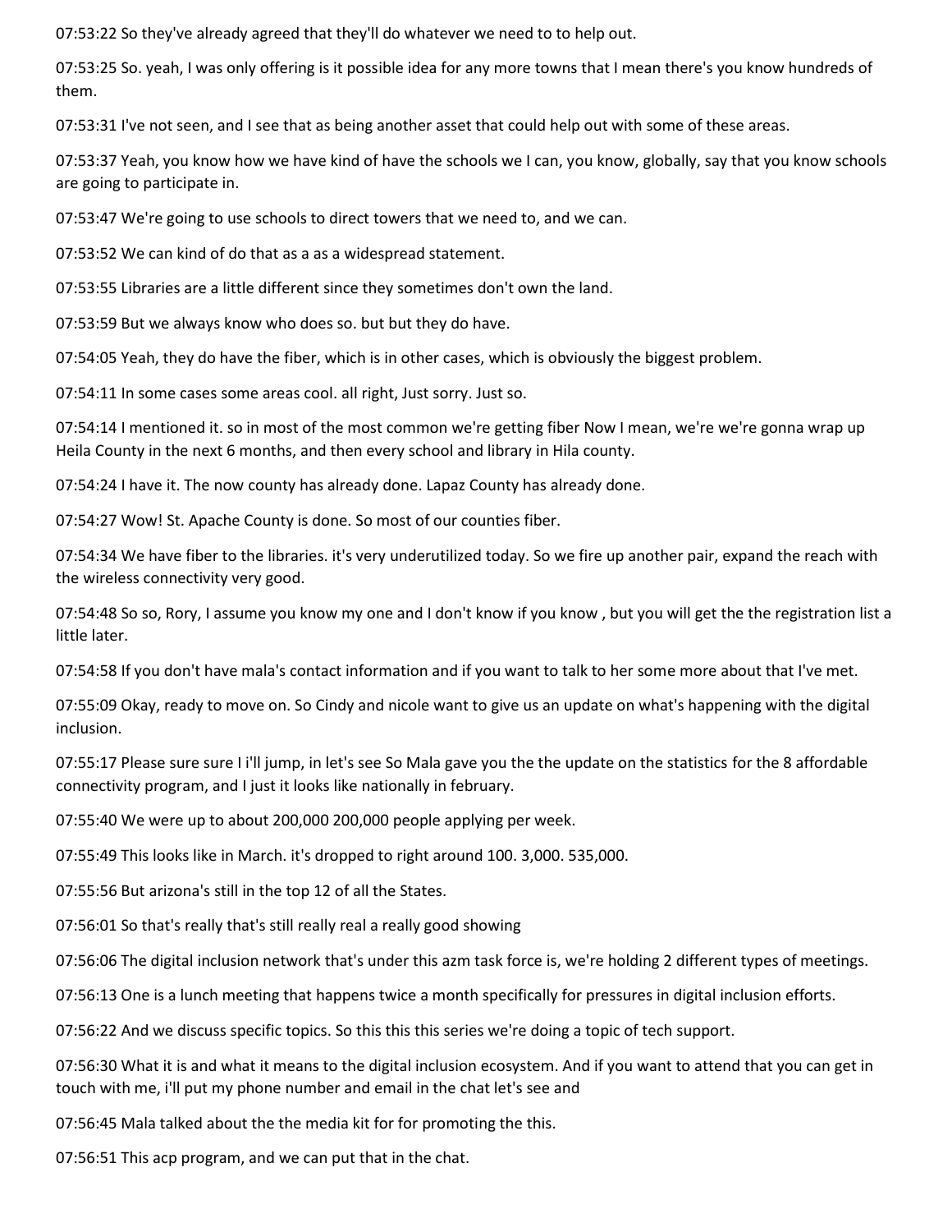07:53:22 So they've already agreed that they'll do whatever we need to to help out.

07:53:25 So. yeah, I was only offering is it possible idea for any more towns that I mean there's you know hundreds of them.

07:53:31 I've not seen, and I see that as being another asset that could help out with some of these areas.

07:53:37 Yeah, you know how we have kind of have the schools we I can, you know, globally, say that you know schools are going to participate in.

07:53:47 We're going to use schools to direct towers that we need to, and we can.

07:53:52 We can kind of do that as a as a widespread statement.

07:53:55 Libraries are a little different since they sometimes don't own the land.

07:53:59 But we always know who does so. but but they do have.

07:54:05 Yeah, they do have the fiber, which is in other cases, which is obviously the biggest problem.

07:54:11 In some cases some areas cool. all right, Just sorry. Just so.

07:54:14 I mentioned it. so in most of the most common we're getting fiber Now I mean, we're we're gonna wrap up Heila County in the next 6 months, and then every school and library in Hila county.

07:54:24 I have it. The now county has already done. Lapaz County has already done.

07:54:27 Wow! St. Apache County is done. So most of our counties fiber.

07:54:34 We have fiber to the libraries. it's very underutilized today. So we fire up another pair, expand the reach with the wireless connectivity very good.

07:54:48 So so, Rory, I assume you know my one and I don't know if you know , but you will get the the registration list a little later.

07:54:58 If you don't have mala's contact information and if you want to talk to her some more about that I've met.

07:55:09 Okay, ready to move on. So Cindy and nicole want to give us an update on what's happening with the digital inclusion.

07:55:17 Please sure sure I i'll jump, in let's see So Mala gave you the the update on the statistics for the 8 affordable connectivity program, and I just it looks like nationally in february.

07:55:40 We were up to about 200,000 200,000 people applying per week.

07:55:49 This looks like in March. it's dropped to right around 100. 3,000. 535,000.

07:55:56 But arizona's still in the top 12 of all the States.

07:56:01 So that's really that's still really real a really good showing

07:56:06 The digital inclusion network that's under this azm task force is, we're holding 2 different types of meetings.

07:56:13 One is a lunch meeting that happens twice a month specifically for pressures in digital inclusion efforts.

07:56:22 And we discuss specific topics. So this this this series we're doing a topic of tech support.

07:56:30 What it is and what it means to the digital inclusion ecosystem. And if you want to attend that you can get in touch with me, i'll put my phone number and email in the chat let's see and

07:56:45 Mala talked about the the media kit for for promoting the this.

07:56:51 This acp program, and we can put that in the chat.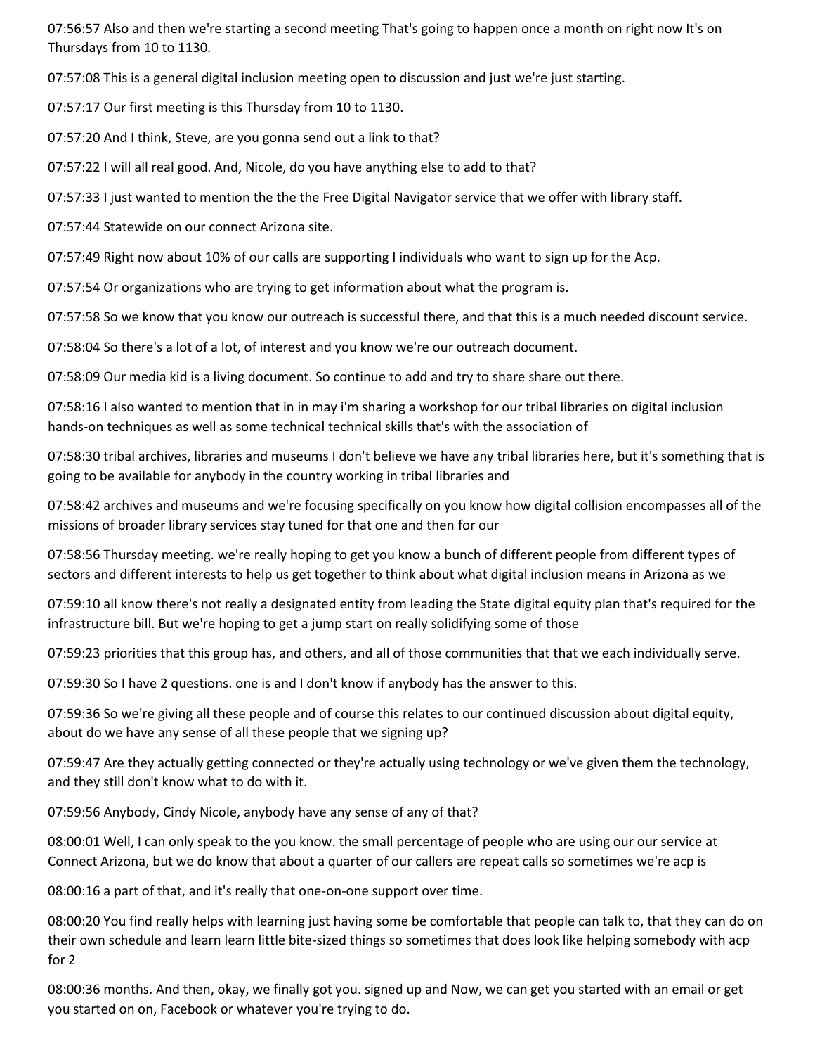07:56:57 Also and then we're starting a second meeting That's going to happen once a month on right now It's on Thursdays from 10 to 1130.

07:57:08 This is a general digital inclusion meeting open to discussion and just we're just starting.

07:57:17 Our first meeting is this Thursday from 10 to 1130.

07:57:20 And I think, Steve, are you gonna send out a link to that?

07:57:22 I will all real good. And, Nicole, do you have anything else to add to that?

07:57:33 I just wanted to mention the the the Free Digital Navigator service that we offer with library staff.

07:57:44 Statewide on our connect Arizona site.

07:57:49 Right now about 10% of our calls are supporting I individuals who want to sign up for the Acp.

07:57:54 Or organizations who are trying to get information about what the program is.

07:57:58 So we know that you know our outreach is successful there, and that this is a much needed discount service.

07:58:04 So there's a lot of a lot, of interest and you know we're our outreach document.

07:58:09 Our media kid is a living document. So continue to add and try to share share out there.

07:58:16 I also wanted to mention that in in may i'm sharing a workshop for our tribal libraries on digital inclusion hands-on techniques as well as some technical technical skills that's with the association of

07:58:30 tribal archives, libraries and museums I don't believe we have any tribal libraries here, but it's something that is going to be available for anybody in the country working in tribal libraries and

07:58:42 archives and museums and we're focusing specifically on you know how digital collision encompasses all of the missions of broader library services stay tuned for that one and then for our

07:58:56 Thursday meeting. we're really hoping to get you know a bunch of different people from different types of sectors and different interests to help us get together to think about what digital inclusion means in Arizona as we

07:59:10 all know there's not really a designated entity from leading the State digital equity plan that's required for the infrastructure bill. But we're hoping to get a jump start on really solidifying some of those

07:59:23 priorities that this group has, and others, and all of those communities that that we each individually serve.

07:59:30 So I have 2 questions. one is and I don't know if anybody has the answer to this.

07:59:36 So we're giving all these people and of course this relates to our continued discussion about digital equity, about do we have any sense of all these people that we signing up?

07:59:47 Are they actually getting connected or they're actually using technology or we've given them the technology, and they still don't know what to do with it.

07:59:56 Anybody, Cindy Nicole, anybody have any sense of any of that?

08:00:01 Well, I can only speak to the you know. the small percentage of people who are using our our service at Connect Arizona, but we do know that about a quarter of our callers are repeat calls so sometimes we're acp is

08:00:16 a part of that, and it's really that one-on-one support over time.

08:00:20 You find really helps with learning just having some be comfortable that people can talk to, that they can do on their own schedule and learn learn little bite-sized things so sometimes that does look like helping somebody with acp for 2

08:00:36 months. And then, okay, we finally got you. signed up and Now, we can get you started with an email or get you started on on, Facebook or whatever you're trying to do.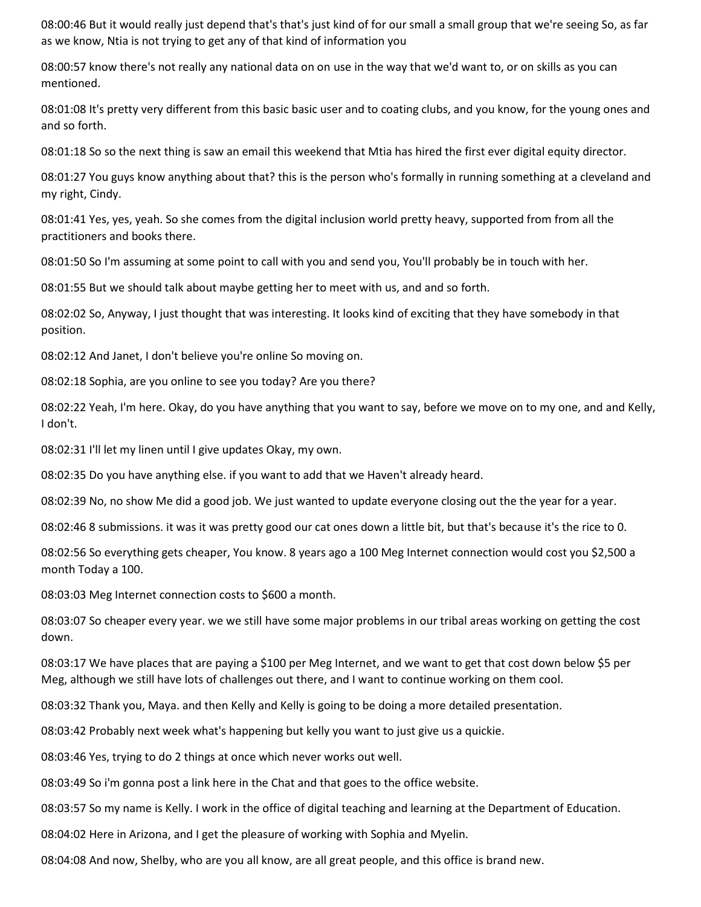08:00:46 But it would really just depend that's that's just kind of for our small a small group that we're seeing So, as far as we know, Ntia is not trying to get any of that kind of information you

08:00:57 know there's not really any national data on on use in the way that we'd want to, or on skills as you can mentioned.

08:01:08 It's pretty very different from this basic basic user and to coating clubs, and you know, for the young ones and and so forth.

08:01:18 So so the next thing is saw an email this weekend that Mtia has hired the first ever digital equity director.

08:01:27 You guys know anything about that? this is the person who's formally in running something at a cleveland and my right, Cindy.

08:01:41 Yes, yes, yeah. So she comes from the digital inclusion world pretty heavy, supported from from all the practitioners and books there.

08:01:50 So I'm assuming at some point to call with you and send you, You'll probably be in touch with her.

08:01:55 But we should talk about maybe getting her to meet with us, and and so forth.

08:02:02 So, Anyway, I just thought that was interesting. It looks kind of exciting that they have somebody in that position.

08:02:12 And Janet, I don't believe you're online So moving on.

08:02:18 Sophia, are you online to see you today? Are you there?

08:02:22 Yeah, I'm here. Okay, do you have anything that you want to say, before we move on to my one, and and Kelly, I don't.

08:02:31 I'll let my linen until I give updates Okay, my own.

08:02:35 Do you have anything else. if you want to add that we Haven't already heard.

08:02:39 No, no show Me did a good job. We just wanted to update everyone closing out the the year for a year.

08:02:46 8 submissions. it was it was pretty good our cat ones down a little bit, but that's because it's the rice to 0.

08:02:56 So everything gets cheaper, You know. 8 years ago a 100 Meg Internet connection would cost you $2,500 a month Today a 100.

08:03:03 Meg Internet connection costs to $600 a month.

08:03:07 So cheaper every year. we we still have some major problems in our tribal areas working on getting the cost down.

08:03:17 We have places that are paying a $100 per Meg Internet, and we want to get that cost down below $5 per Meg, although we still have lots of challenges out there, and I want to continue working on them cool.

08:03:32 Thank you, Maya. and then Kelly and Kelly is going to be doing a more detailed presentation.

08:03:42 Probably next week what's happening but kelly you want to just give us a quickie.

08:03:46 Yes, trying to do 2 things at once which never works out well.

08:03:49 So i'm gonna post a link here in the Chat and that goes to the office website.

08:03:57 So my name is Kelly. I work in the office of digital teaching and learning at the Department of Education.

08:04:02 Here in Arizona, and I get the pleasure of working with Sophia and Myelin.

08:04:08 And now, Shelby, who are you all know, are all great people, and this office is brand new.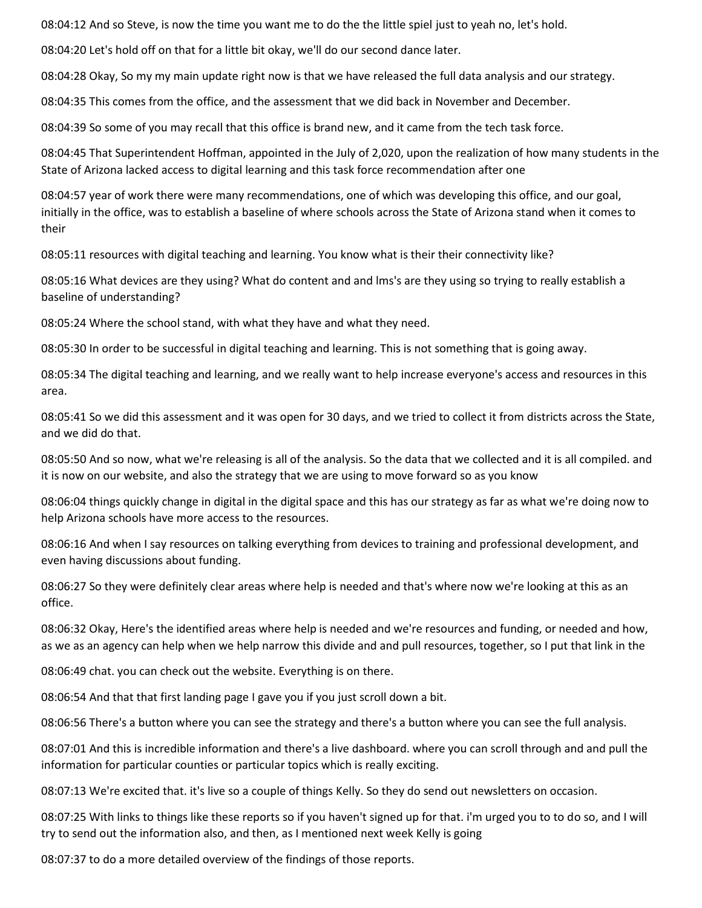08:04:12 And so Steve, is now the time you want me to do the the little spiel just to yeah no, let's hold.

08:04:20 Let's hold off on that for a little bit okay, we'll do our second dance later.

08:04:28 Okay, So my my main update right now is that we have released the full data analysis and our strategy.

08:04:35 This comes from the office, and the assessment that we did back in November and December.

08:04:39 So some of you may recall that this office is brand new, and it came from the tech task force.

08:04:45 That Superintendent Hoffman, appointed in the July of 2,020, upon the realization of how many students in the State of Arizona lacked access to digital learning and this task force recommendation after one

08:04:57 year of work there were many recommendations, one of which was developing this office, and our goal, initially in the office, was to establish a baseline of where schools across the State of Arizona stand when it comes to their

08:05:11 resources with digital teaching and learning. You know what is their their connectivity like?

08:05:16 What devices are they using? What do content and and lms's are they using so trying to really establish a baseline of understanding?

08:05:24 Where the school stand, with what they have and what they need.

08:05:30 In order to be successful in digital teaching and learning. This is not something that is going away.

08:05:34 The digital teaching and learning, and we really want to help increase everyone's access and resources in this area.

08:05:41 So we did this assessment and it was open for 30 days, and we tried to collect it from districts across the State, and we did do that.

08:05:50 And so now, what we're releasing is all of the analysis. So the data that we collected and it is all compiled. and it is now on our website, and also the strategy that we are using to move forward so as you know

08:06:04 things quickly change in digital in the digital space and this has our strategy as far as what we're doing now to help Arizona schools have more access to the resources.

08:06:16 And when I say resources on talking everything from devices to training and professional development, and even having discussions about funding.

08:06:27 So they were definitely clear areas where help is needed and that's where now we're looking at this as an office.

08:06:32 Okay, Here's the identified areas where help is needed and we're resources and funding, or needed and how, as we as an agency can help when we help narrow this divide and and pull resources, together, so I put that link in the

08:06:49 chat. you can check out the website. Everything is on there.

08:06:54 And that that first landing page I gave you if you just scroll down a bit.

08:06:56 There's a button where you can see the strategy and there's a button where you can see the full analysis.

08:07:01 And this is incredible information and there's a live dashboard. where you can scroll through and and pull the information for particular counties or particular topics which is really exciting.

08:07:13 We're excited that. it's live so a couple of things Kelly. So they do send out newsletters on occasion.

08:07:25 With links to things like these reports so if you haven't signed up for that. i'm urged you to to do so, and I will try to send out the information also, and then, as I mentioned next week Kelly is going

08:07:37 to do a more detailed overview of the findings of those reports.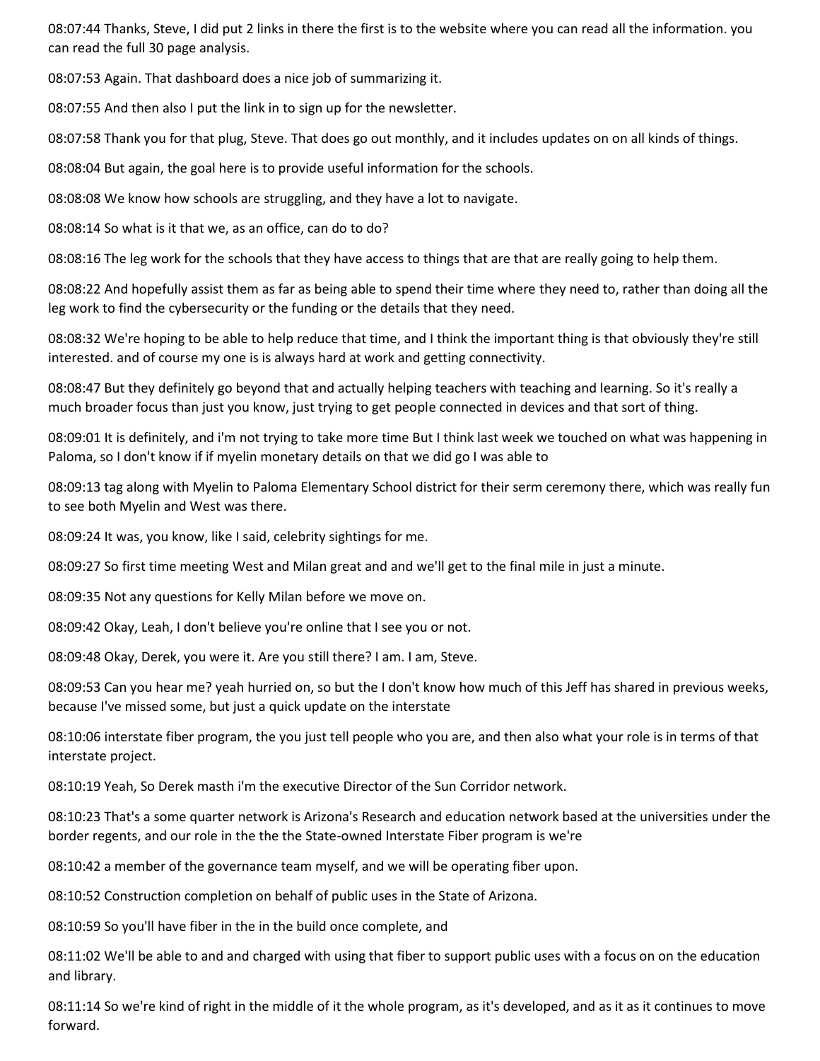08:07:44 Thanks, Steve, I did put 2 links in there the first is to the website where you can read all the information. you can read the full 30 page analysis.

08:07:53 Again. That dashboard does a nice job of summarizing it.

08:07:55 And then also I put the link in to sign up for the newsletter.

08:07:58 Thank you for that plug, Steve. That does go out monthly, and it includes updates on on all kinds of things.

08:08:04 But again, the goal here is to provide useful information for the schools.

08:08:08 We know how schools are struggling, and they have a lot to navigate.

08:08:14 So what is it that we, as an office, can do to do?

08:08:16 The leg work for the schools that they have access to things that are that are really going to help them.

08:08:22 And hopefully assist them as far as being able to spend their time where they need to, rather than doing all the leg work to find the cybersecurity or the funding or the details that they need.

08:08:32 We're hoping to be able to help reduce that time, and I think the important thing is that obviously they're still interested. and of course my one is is always hard at work and getting connectivity.

08:08:47 But they definitely go beyond that and actually helping teachers with teaching and learning. So it's really a much broader focus than just you know, just trying to get people connected in devices and that sort of thing.

08:09:01 It is definitely, and i'm not trying to take more time But I think last week we touched on what was happening in Paloma, so I don't know if if myelin monetary details on that we did go I was able to

08:09:13 tag along with Myelin to Paloma Elementary School district for their serm ceremony there, which was really fun to see both Myelin and West was there.

08:09:24 It was, you know, like I said, celebrity sightings for me.

08:09:27 So first time meeting West and Milan great and and we'll get to the final mile in just a minute.

08:09:35 Not any questions for Kelly Milan before we move on.

08:09:42 Okay, Leah, I don't believe you're online that I see you or not.

08:09:48 Okay, Derek, you were it. Are you still there? I am. I am, Steve.

08:09:53 Can you hear me? yeah hurried on, so but the I don't know how much of this Jeff has shared in previous weeks, because I've missed some, but just a quick update on the interstate

08:10:06 interstate fiber program, the you just tell people who you are, and then also what your role is in terms of that interstate project.

08:10:19 Yeah, So Derek masth i'm the executive Director of the Sun Corridor network.

08:10:23 That's a some quarter network is Arizona's Research and education network based at the universities under the border regents, and our role in the the the State-owned Interstate Fiber program is we're

08:10:42 a member of the governance team myself, and we will be operating fiber upon.

08:10:52 Construction completion on behalf of public uses in the State of Arizona.

08:10:59 So you'll have fiber in the in the build once complete, and

08:11:02 We'll be able to and and charged with using that fiber to support public uses with a focus on on the education and library.

08:11:14 So we're kind of right in the middle of it the whole program, as it's developed, and as it as it continues to move forward.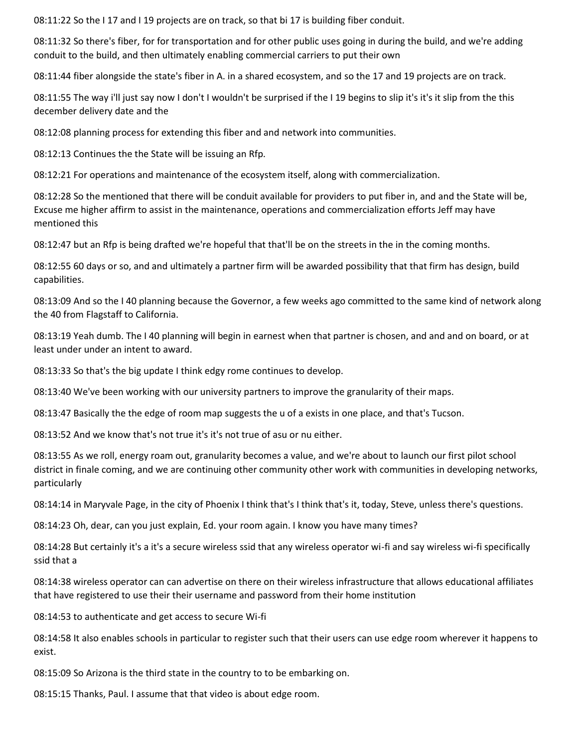08:11:22 So the I 17 and I 19 projects are on track, so that bi 17 is building fiber conduit.

08:11:32 So there's fiber, for for transportation and for other public uses going in during the build, and we're adding conduit to the build, and then ultimately enabling commercial carriers to put their own

08:11:44 fiber alongside the state's fiber in A. in a shared ecosystem, and so the 17 and 19 projects are on track.

08:11:55 The way i'll just say now I don't I wouldn't be surprised if the I 19 begins to slip it's it's it slip from the this december delivery date and the

08:12:08 planning process for extending this fiber and and network into communities.

08:12:13 Continues the the State will be issuing an Rfp.

08:12:21 For operations and maintenance of the ecosystem itself, along with commercialization.

08:12:28 So the mentioned that there will be conduit available for providers to put fiber in, and and the State will be, Excuse me higher affirm to assist in the maintenance, operations and commercialization efforts Jeff may have mentioned this

08:12:47 but an Rfp is being drafted we're hopeful that that'll be on the streets in the in the coming months.

08:12:55 60 days or so, and and ultimately a partner firm will be awarded possibility that that firm has design, build capabilities.

08:13:09 And so the I 40 planning because the Governor, a few weeks ago committed to the same kind of network along the 40 from Flagstaff to California.

08:13:19 Yeah dumb. The I 40 planning will begin in earnest when that partner is chosen, and and and on board, or at least under under an intent to award.

08:13:33 So that's the big update I think edgy rome continues to develop.

08:13:40 We've been working with our university partners to improve the granularity of their maps.

08:13:47 Basically the the edge of room map suggests the u of a exists in one place, and that's Tucson.

08:13:52 And we know that's not true it's it's not true of asu or nu either.

08:13:55 As we roll, energy roam out, granularity becomes a value, and we're about to launch our first pilot school district in finale coming, and we are continuing other community other work with communities in developing networks, particularly

08:14:14 in Maryvale Page, in the city of Phoenix I think that's I think that's it, today, Steve, unless there's questions.

08:14:23 Oh, dear, can you just explain, Ed. your room again. I know you have many times?

08:14:28 But certainly it's a it's a secure wireless ssid that any wireless operator wi-fi and say wireless wi-fi specifically ssid that a

08:14:38 wireless operator can can advertise on there on their wireless infrastructure that allows educational affiliates that have registered to use their their username and password from their home institution

08:14:53 to authenticate and get access to secure Wi-fi

08:14:58 It also enables schools in particular to register such that their users can use edge room wherever it happens to exist.

08:15:09 So Arizona is the third state in the country to to be embarking on.

08:15:15 Thanks, Paul. I assume that that video is about edge room.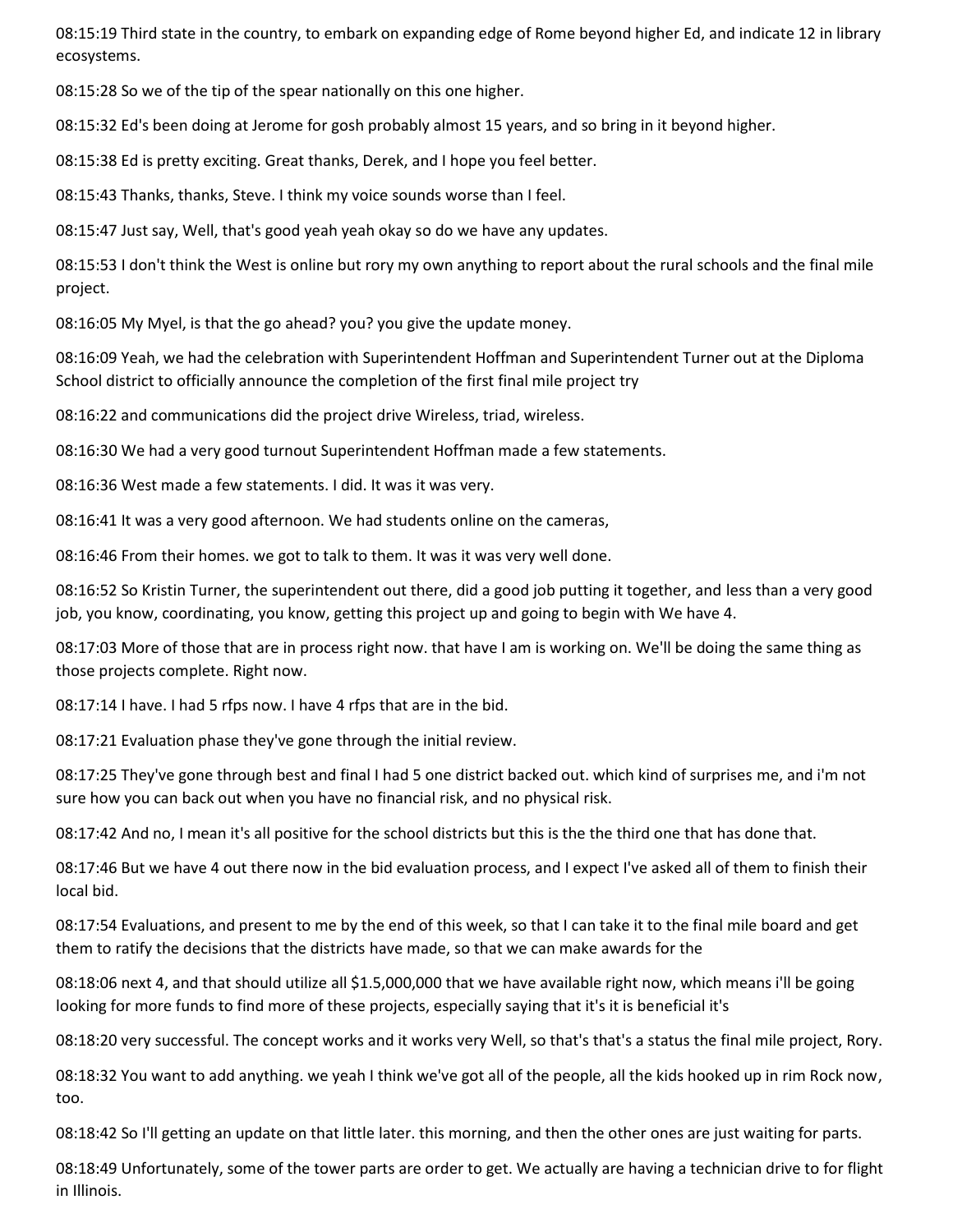08:15:19 Third state in the country, to embark on expanding edge of Rome beyond higher Ed, and indicate 12 in library ecosystems.

08:15:28 So we of the tip of the spear nationally on this one higher.

08:15:32 Ed's been doing at Jerome for gosh probably almost 15 years, and so bring in it beyond higher.

08:15:38 Ed is pretty exciting. Great thanks, Derek, and I hope you feel better.

08:15:43 Thanks, thanks, Steve. I think my voice sounds worse than I feel.

08:15:47 Just say, Well, that's good yeah yeah okay so do we have any updates.

08:15:53 I don't think the West is online but rory my own anything to report about the rural schools and the final mile project.

08:16:05 My Myel, is that the go ahead? you? you give the update money.

08:16:09 Yeah, we had the celebration with Superintendent Hoffman and Superintendent Turner out at the Diploma School district to officially announce the completion of the first final mile project try

08:16:22 and communications did the project drive Wireless, triad, wireless.

08:16:30 We had a very good turnout Superintendent Hoffman made a few statements.

08:16:36 West made a few statements. I did. It was it was very.

08:16:41 It was a very good afternoon. We had students online on the cameras,

08:16:46 From their homes. we got to talk to them. It was it was very well done.

08:16:52 So Kristin Turner, the superintendent out there, did a good job putting it together, and less than a very good job, you know, coordinating, you know, getting this project up and going to begin with We have 4.

08:17:03 More of those that are in process right now. that have I am is working on. We'll be doing the same thing as those projects complete. Right now.

08:17:14 I have. I had 5 rfps now. I have 4 rfps that are in the bid.

08:17:21 Evaluation phase they've gone through the initial review.

08:17:25 They've gone through best and final I had 5 one district backed out. which kind of surprises me, and i'm not sure how you can back out when you have no financial risk, and no physical risk.

08:17:42 And no, I mean it's all positive for the school districts but this is the the third one that has done that.

08:17:46 But we have 4 out there now in the bid evaluation process, and I expect I've asked all of them to finish their local bid.

08:17:54 Evaluations, and present to me by the end of this week, so that I can take it to the final mile board and get them to ratify the decisions that the districts have made, so that we can make awards for the

08:18:06 next 4, and that should utilize all $1,5,000,000 that we have available right now, which means i'll be going looking for more funds to find more of these projects, especially saying that it's it is beneficial it's

08:18:20 very successful. The concept works and it works very Well, so that's that's a status the final mile project, Rory.

08:18:32 You want to add anything. we yeah I think we've got all of the people, all the kids hooked up in rim Rock now, too.

08:18:42 So I'll getting an update on that little later. this morning, and then the other ones are just waiting for parts.

08:18:49 Unfortunately, some of the tower parts are order to get. We actually are having a technician drive to for flight in Illinois.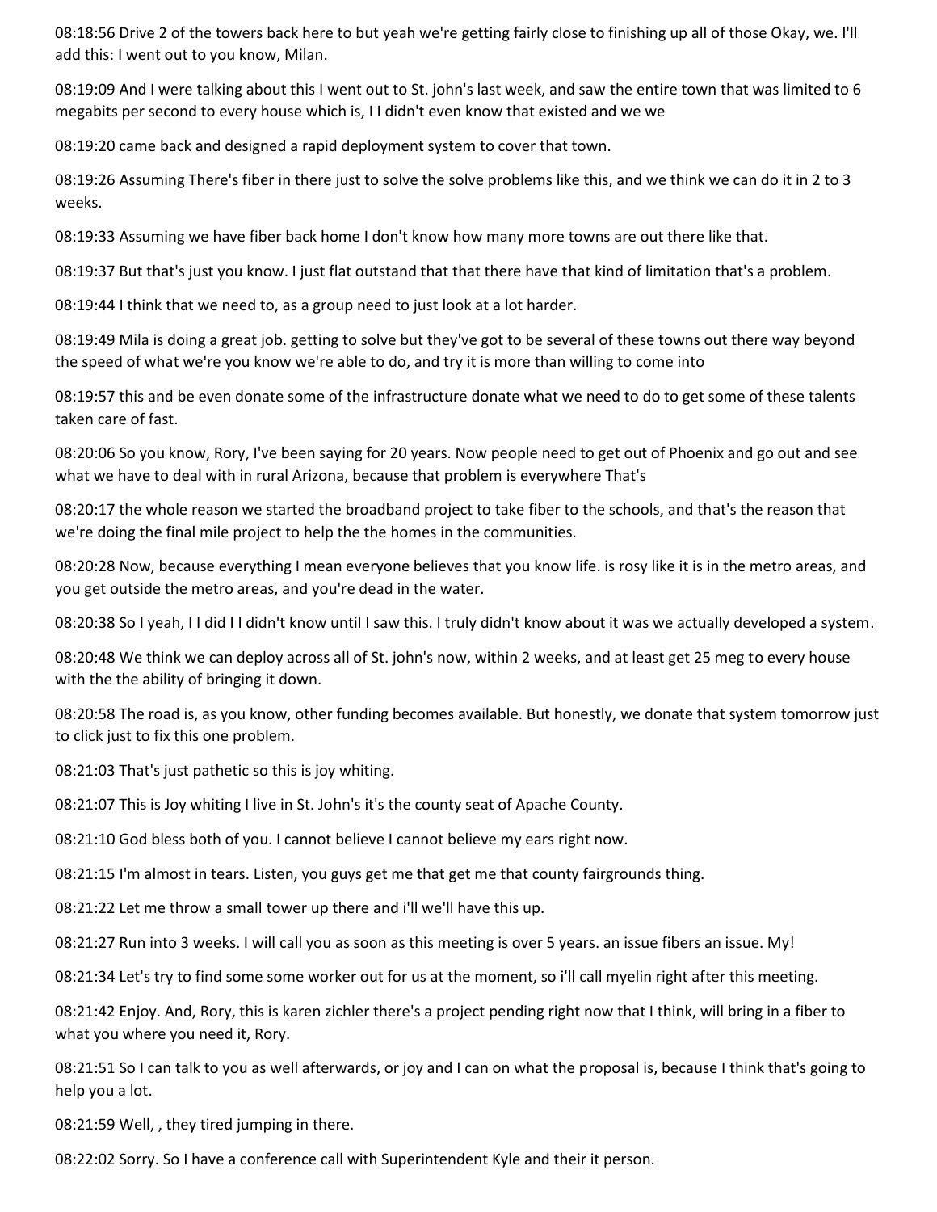08:18:56 Drive 2 of the towers back here to but yeah we're getting fairly close to finishing up all of those Okay, we. I'll add this: I went out to you know, Milan.

08:19:09 And I were talking about this I went out to St. john's last week, and saw the entire town that was limited to 6 megabits per second to every house which is, I I didn't even know that existed and we we

08:19:20 came back and designed a rapid deployment system to cover that town.

08:19:26 Assuming There's fiber in there just to solve the solve problems like this, and we think we can do it in 2 to 3 weeks.

08:19:33 Assuming we have fiber back home I don't know how many more towns are out there like that.

08:19:37 But that's just you know. I just flat outstand that that there have that kind of limitation that's a problem.

08:19:44 I think that we need to, as a group need to just look at a lot harder.

08:19:49 Mila is doing a great job. getting to solve but they've got to be several of these towns out there way beyond the speed of what we're you know we're able to do, and try it is more than willing to come into

08:19:57 this and be even donate some of the infrastructure donate what we need to do to get some of these talents taken care of fast.

08:20:06 So you know, Rory, I've been saying for 20 years. Now people need to get out of Phoenix and go out and see what we have to deal with in rural Arizona, because that problem is everywhere That's

08:20:17 the whole reason we started the broadband project to take fiber to the schools, and that's the reason that we're doing the final mile project to help the the homes in the communities.

08:20:28 Now, because everything I mean everyone believes that you know life. is rosy like it is in the metro areas, and you get outside the metro areas, and you're dead in the water.

08:20:38 So I yeah, I I did I I didn't know until I saw this. I truly didn't know about it was we actually developed a system.

08:20:48 We think we can deploy across all of St. john's now, within 2 weeks, and at least get 25 meg to every house with the the ability of bringing it down.

08:20:58 The road is, as you know, other funding becomes available. But honestly, we donate that system tomorrow just to click just to fix this one problem.

08:21:03 That's just pathetic so this is joy whiting.

08:21:07 This is Joy whiting I live in St. John's it's the county seat of Apache County.

08:21:10 God bless both of you. I cannot believe I cannot believe my ears right now.

08:21:15 I'm almost in tears. Listen, you guys get me that get me that county fairgrounds thing.

08:21:22 Let me throw a small tower up there and i'll we'll have this up.

08:21:27 Run into 3 weeks. I will call you as soon as this meeting is over 5 years. an issue fibers an issue. My!

08:21:34 Let's try to find some some worker out for us at the moment, so i'll call myelin right after this meeting.

08:21:42 Enjoy. And, Rory, this is karen zichler there's a project pending right now that I think, will bring in a fiber to what you where you need it, Rory.

08:21:51 So I can talk to you as well afterwards, or joy and I can on what the proposal is, because I think that's going to help you a lot.

08:21:59 Well, , they tired jumping in there.

08:22:02 Sorry. So I have a conference call with Superintendent Kyle and their it person.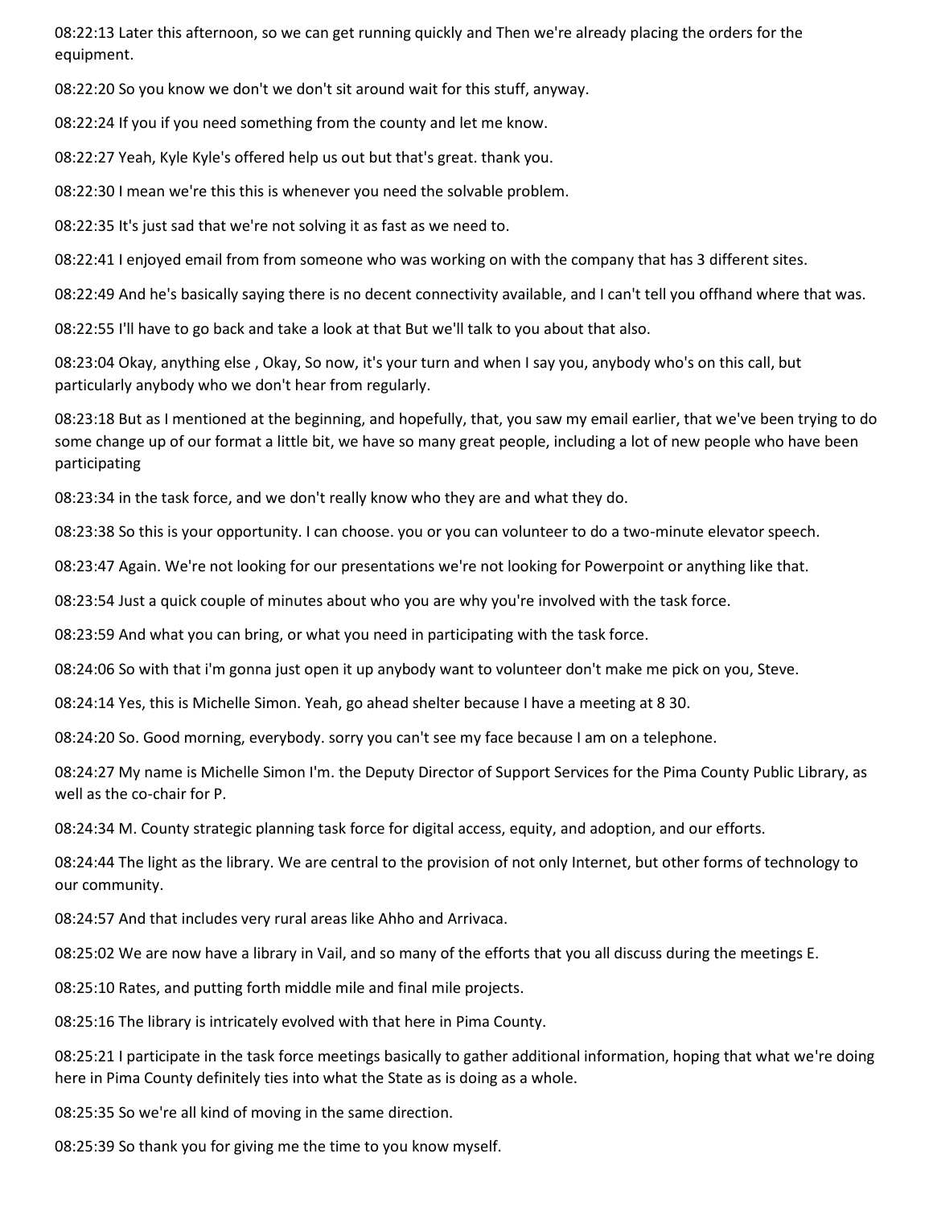08:22:13 Later this afternoon, so we can get running quickly and Then we're already placing the orders for the equipment.

08:22:20 So you know we don't we don't sit around wait for this stuff, anyway.

08:22:24 If you if you need something from the county and let me know.

08:22:27 Yeah, Kyle Kyle's offered help us out but that's great. thank you.

08:22:30 I mean we're this this is whenever you need the solvable problem.

08:22:35 It's just sad that we're not solving it as fast as we need to.

08:22:41 I enjoyed email from from someone who was working on with the company that has 3 different sites.

08:22:49 And he's basically saying there is no decent connectivity available, and I can't tell you offhand where that was.

08:22:55 I'll have to go back and take a look at that But we'll talk to you about that also.

08:23:04 Okay, anything else , Okay, So now, it's your turn and when I say you, anybody who's on this call, but particularly anybody who we don't hear from regularly.

08:23:18 But as I mentioned at the beginning, and hopefully, that, you saw my email earlier, that we've been trying to do some change up of our format a little bit, we have so many great people, including a lot of new people who have been participating

08:23:34 in the task force, and we don't really know who they are and what they do.

08:23:38 So this is your opportunity. I can choose. you or you can volunteer to do a two-minute elevator speech.

08:23:47 Again. We're not looking for our presentations we're not looking for Powerpoint or anything like that.

08:23:54 Just a quick couple of minutes about who you are why you're involved with the task force.

08:23:59 And what you can bring, or what you need in participating with the task force.

08:24:06 So with that i'm gonna just open it up anybody want to volunteer don't make me pick on you, Steve.

08:24:14 Yes, this is Michelle Simon. Yeah, go ahead shelter because I have a meeting at 8 30.

08:24:20 So. Good morning, everybody. sorry you can't see my face because I am on a telephone.

08:24:27 My name is Michelle Simon I'm. the Deputy Director of Support Services for the Pima County Public Library, as well as the co-chair for P.

08:24:34 M. County strategic planning task force for digital access, equity, and adoption, and our efforts.

08:24:44 The light as the library. We are central to the provision of not only Internet, but other forms of technology to our community.

08:24:57 And that includes very rural areas like Ahho and Arrivaca.

08:25:02 We are now have a library in Vail, and so many of the efforts that you all discuss during the meetings E.

08:25:10 Rates, and putting forth middle mile and final mile projects.

08:25:16 The library is intricately evolved with that here in Pima County.

08:25:21 I participate in the task force meetings basically to gather additional information, hoping that what we're doing here in Pima County definitely ties into what the State as is doing as a whole.

08:25:35 So we're all kind of moving in the same direction.

08:25:39 So thank you for giving me the time to you know myself.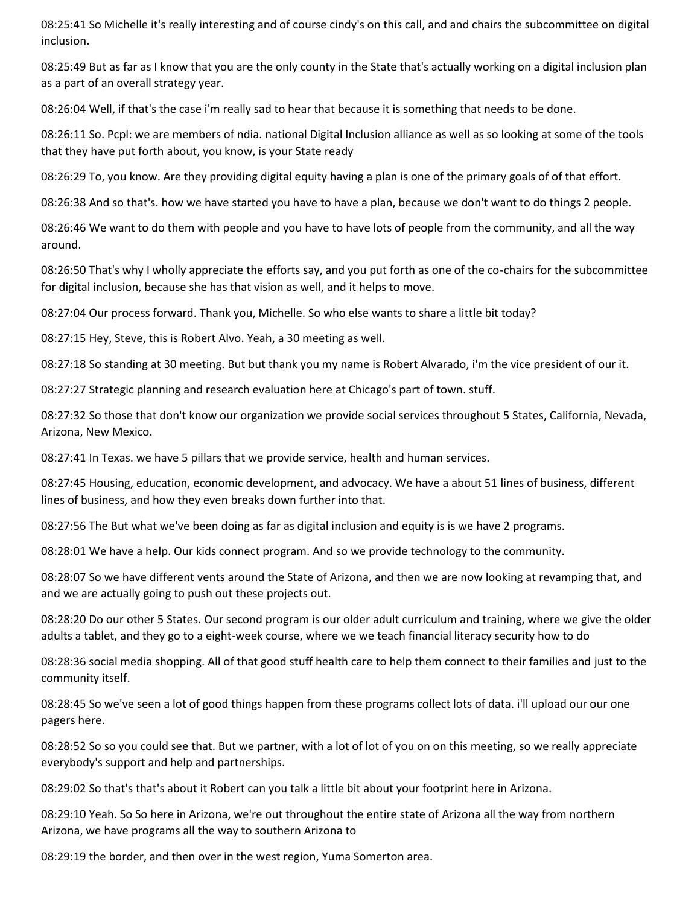08:25:41 So Michelle it's really interesting and of course cindy's on this call, and and chairs the subcommittee on digital inclusion.

08:25:49 But as far as I know that you are the only county in the State that's actually working on a digital inclusion plan as a part of an overall strategy year.

08:26:04 Well, if that's the case i'm really sad to hear that because it is something that needs to be done.

08:26:11 So. Pcpl: we are members of ndia. national Digital Inclusion alliance as well as so looking at some of the tools that they have put forth about, you know, is your State ready

08:26:29 To, you know. Are they providing digital equity having a plan is one of the primary goals of of that effort.

08:26:38 And so that's. how we have started you have to have a plan, because we don't want to do things 2 people.

08:26:46 We want to do them with people and you have to have lots of people from the community, and all the way around.

08:26:50 That's why I wholly appreciate the efforts say, and you put forth as one of the co-chairs for the subcommittee for digital inclusion, because she has that vision as well, and it helps to move.

08:27:04 Our process forward. Thank you, Michelle. So who else wants to share a little bit today?

08:27:15 Hey, Steve, this is Robert Alvo. Yeah, a 30 meeting as well.

08:27:18 So standing at 30 meeting. But but thank you my name is Robert Alvarado, i'm the vice president of our it.

08:27:27 Strategic planning and research evaluation here at Chicago's part of town. stuff.

08:27:32 So those that don't know our organization we provide social services throughout 5 States, California, Nevada, Arizona, New Mexico.

08:27:41 In Texas. we have 5 pillars that we provide service, health and human services.

08:27:45 Housing, education, economic development, and advocacy. We have a about 51 lines of business, different lines of business, and how they even breaks down further into that.

08:27:56 The But what we've been doing as far as digital inclusion and equity is is we have 2 programs.

08:28:01 We have a help. Our kids connect program. And so we provide technology to the community.

08:28:07 So we have different vents around the State of Arizona, and then we are now looking at revamping that, and and we are actually going to push out these projects out.

08:28:20 Do our other 5 States. Our second program is our older adult curriculum and training, where we give the older adults a tablet, and they go to a eight-week course, where we we teach financial literacy security how to do

08:28:36 social media shopping. All of that good stuff health care to help them connect to their families and just to the community itself.

08:28:45 So we've seen a lot of good things happen from these programs collect lots of data. i'll upload our our one pagers here.

08:28:52 So so you could see that. But we partner, with a lot of lot of you on on this meeting, so we really appreciate everybody's support and help and partnerships.

08:29:02 So that's that's about it Robert can you talk a little bit about your footprint here in Arizona.

08:29:10 Yeah. So So here in Arizona, we're out throughout the entire state of Arizona all the way from northern Arizona, we have programs all the way to southern Arizona to

08:29:19 the border, and then over in the west region, Yuma Somerton area.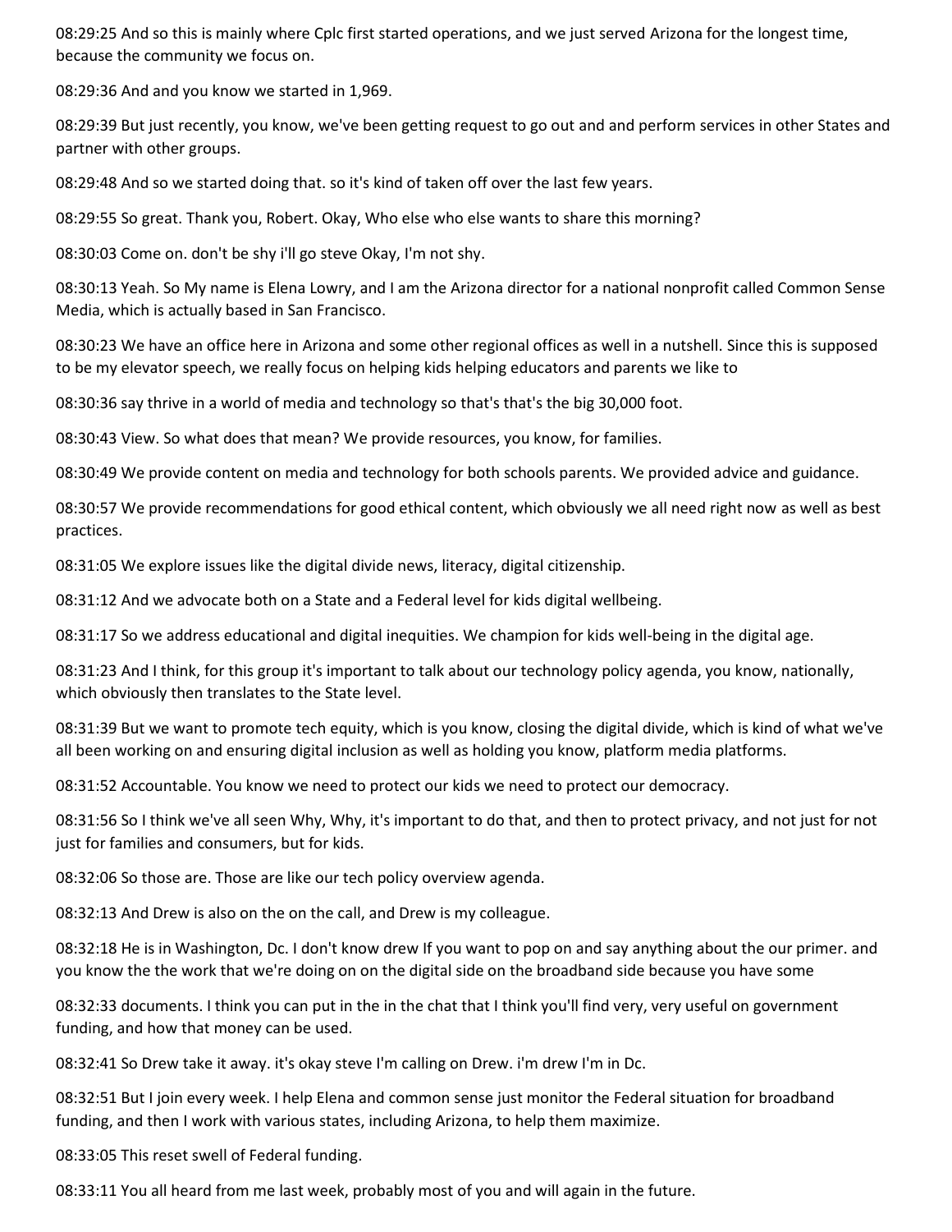08:29:25 And so this is mainly where Cplc first started operations, and we just served Arizona for the longest time, because the community we focus on.

08:29:36 And and you know we started in 1,969.

08:29:39 But just recently, you know, we've been getting request to go out and and perform services in other States and partner with other groups.

08:29:48 And so we started doing that. so it's kind of taken off over the last few years.

08:29:55 So great. Thank you, Robert. Okay, Who else who else wants to share this morning?

08:30:03 Come on. don't be shy i'll go steve Okay, I'm not shy.

08:30:13 Yeah. So My name is Elena Lowry, and I am the Arizona director for a national nonprofit called Common Sense Media, which is actually based in San Francisco.

08:30:23 We have an office here in Arizona and some other regional offices as well in a nutshell. Since this is supposed to be my elevator speech, we really focus on helping kids helping educators and parents we like to

08:30:36 say thrive in a world of media and technology so that's that's the big 30,000 foot.

08:30:43 View. So what does that mean? We provide resources, you know, for families.

08:30:49 We provide content on media and technology for both schools parents. We provided advice and guidance.

08:30:57 We provide recommendations for good ethical content, which obviously we all need right now as well as best practices.

08:31:05 We explore issues like the digital divide news, literacy, digital citizenship.

08:31:12 And we advocate both on a State and a Federal level for kids digital wellbeing.

08:31:17 So we address educational and digital inequities. We champion for kids well-being in the digital age.

08:31:23 And I think, for this group it's important to talk about our technology policy agenda, you know, nationally, which obviously then translates to the State level.

08:31:39 But we want to promote tech equity, which is you know, closing the digital divide, which is kind of what we've all been working on and ensuring digital inclusion as well as holding you know, platform media platforms.

08:31:52 Accountable. You know we need to protect our kids we need to protect our democracy.

08:31:56 So I think we've all seen Why, Why, it's important to do that, and then to protect privacy, and not just for not just for families and consumers, but for kids.

08:32:06 So those are. Those are like our tech policy overview agenda.

08:32:13 And Drew is also on the on the call, and Drew is my colleague.

08:32:18 He is in Washington, Dc. I don't know drew If you want to pop on and say anything about the our primer. and you know the the work that we're doing on on the digital side on the broadband side because you have some

08:32:33 documents. I think you can put in the in the chat that I think you'll find very, very useful on government funding, and how that money can be used.

08:32:41 So Drew take it away. it's okay steve I'm calling on Drew. i'm drew I'm in Dc.

08:32:51 But I join every week. I help Elena and common sense just monitor the Federal situation for broadband funding, and then I work with various states, including Arizona, to help them maximize.

08:33:05 This reset swell of Federal funding.

08:33:11 You all heard from me last week, probably most of you and will again in the future.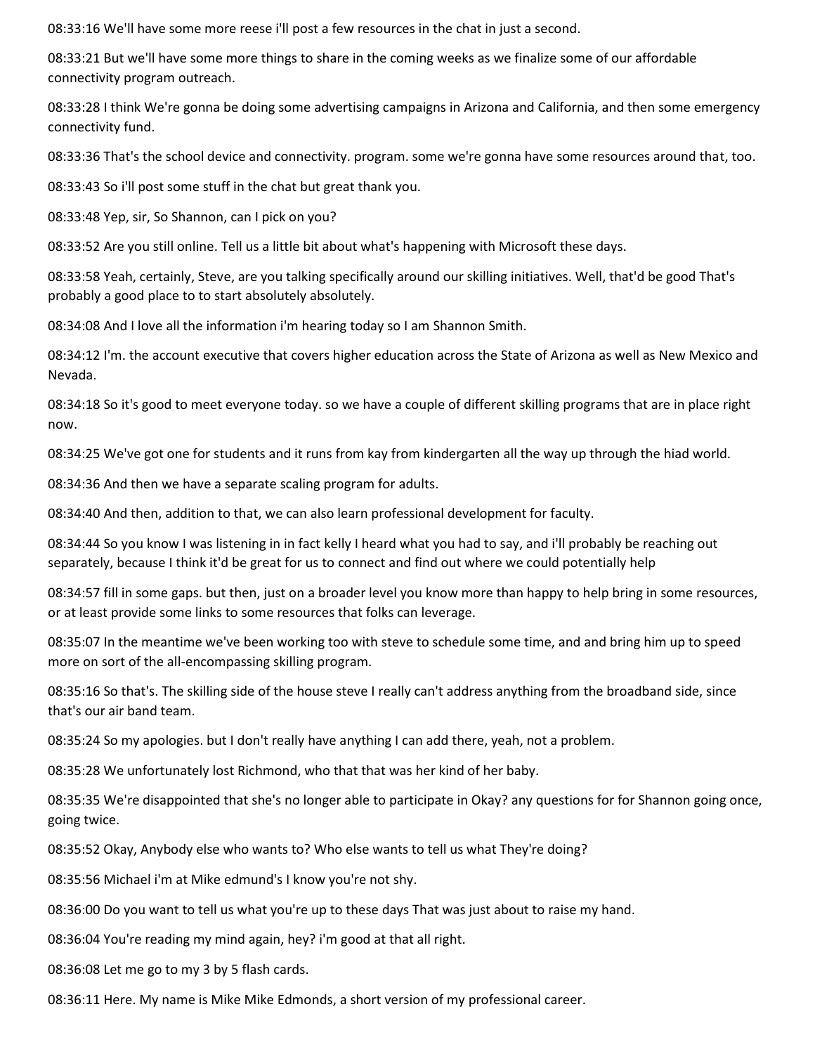08:33:16 We'll have some more reese i'll post a few resources in the chat in just a second.

08:33:21 But we'll have some more things to share in the coming weeks as we finalize some of our affordable connectivity program outreach.

08:33:28 I think We're gonna be doing some advertising campaigns in Arizona and California, and then some emergency connectivity fund.

08:33:36 That's the school device and connectivity. program. some we're gonna have some resources around that, too.

08:33:43 So i'll post some stuff in the chat but great thank you.

08:33:48 Yep, sir, So Shannon, can I pick on you?

08:33:52 Are you still online. Tell us a little bit about what's happening with Microsoft these days.

08:33:58 Yeah, certainly, Steve, are you talking specifically around our skilling initiatives. Well, that'd be good That's probably a good place to to start absolutely absolutely.

08:34:08 And I love all the information i'm hearing today so I am Shannon Smith.

08:34:12 I'm. the account executive that covers higher education across the State of Arizona as well as New Mexico and Nevada.

08:34:18 So it's good to meet everyone today. so we have a couple of different skilling programs that are in place right now.

08:34:25 We've got one for students and it runs from kay from kindergarten all the way up through the hiad world.

08:34:36 And then we have a separate scaling program for adults.

08:34:40 And then, addition to that, we can also learn professional development for faculty.

08:34:44 So you know I was listening in in fact kelly I heard what you had to say, and i'll probably be reaching out separately, because I think it'd be great for us to connect and find out where we could potentially help

08:34:57 fill in some gaps. but then, just on a broader level you know more than happy to help bring in some resources, or at least provide some links to some resources that folks can leverage.

08:35:07 In the meantime we've been working too with steve to schedule some time, and and bring him up to speed more on sort of the all-encompassing skilling program.

08:35:16 So that's. The skilling side of the house steve I really can't address anything from the broadband side, since that's our air band team.

08:35:24 So my apologies. but I don't really have anything I can add there, yeah, not a problem.

08:35:28 We unfortunately lost Richmond, who that that was her kind of her baby.

08:35:35 We're disappointed that she's no longer able to participate in Okay? any questions for for Shannon going once, going twice.

08:35:52 Okay, Anybody else who wants to? Who else wants to tell us what They're doing?

08:35:56 Michael i'm at Mike edmund's I know you're not shy.

08:36:00 Do you want to tell us what you're up to these days That was just about to raise my hand.

08:36:04 You're reading my mind again, hey? i'm good at that all right.

08:36:08 Let me go to my 3 by 5 flash cards.

08:36:11 Here. My name is Mike Mike Edmonds, a short version of my professional career.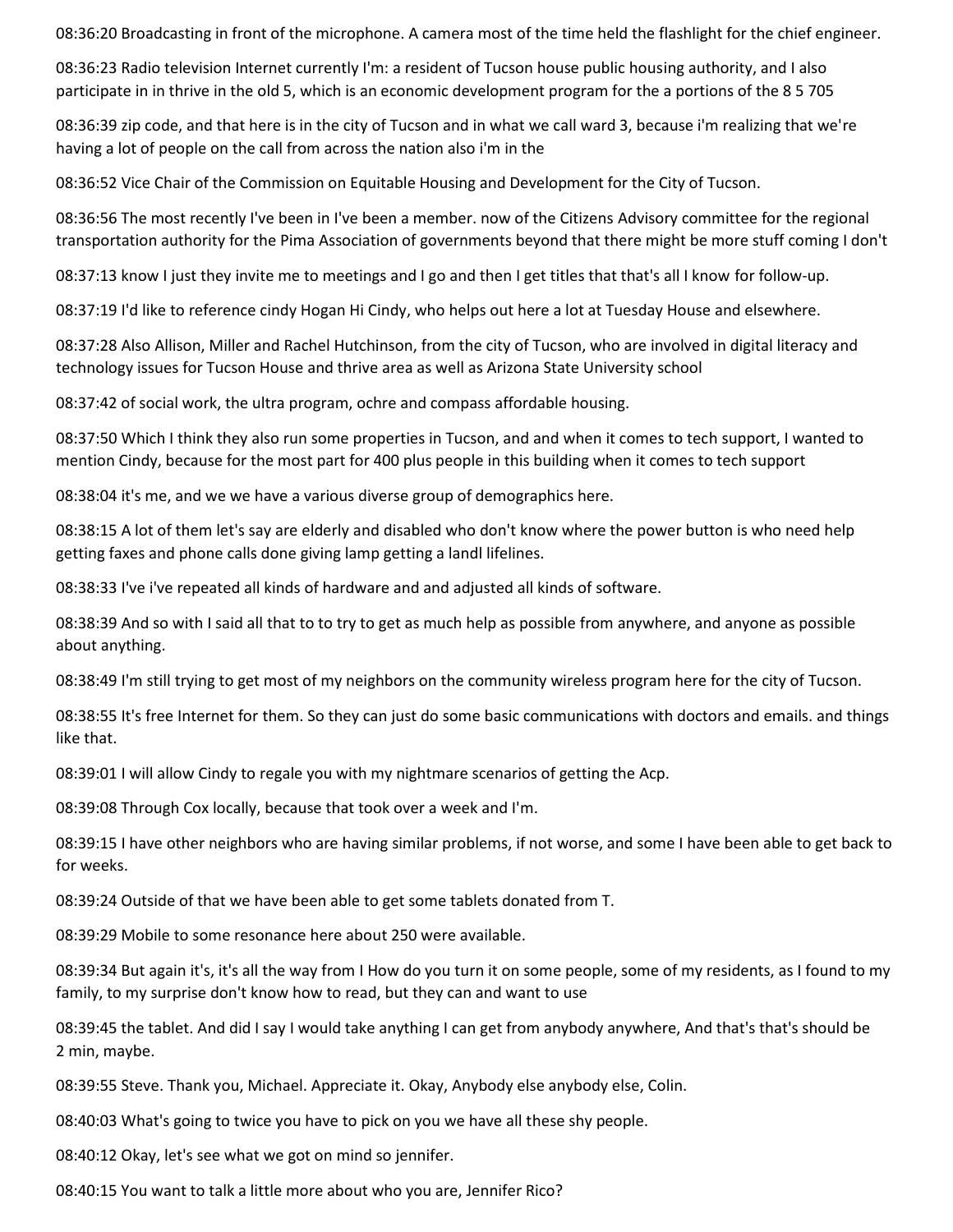08:36:20 Broadcasting in front of the microphone. A camera most of the time held the flashlight for the chief engineer.

08:36:23 Radio television Internet currently I'm: a resident of Tucson house public housing authority, and I also participate in in thrive in the old 5, which is an economic development program for the a portions of the 8 5 705

08:36:39 zip code, and that here is in the city of Tucson and in what we call ward 3, because i'm realizing that we're having a lot of people on the call from across the nation also i'm in the

08:36:52 Vice Chair of the Commission on Equitable Housing and Development for the City of Tucson.

08:36:56 The most recently I've been in I've been a member. now of the Citizens Advisory committee for the regional transportation authority for the Pima Association of governments beyond that there might be more stuff coming I don't

08:37:13 know I just they invite me to meetings and I go and then I get titles that that's all I know for follow-up.

08:37:19 I'd like to reference cindy Hogan Hi Cindy, who helps out here a lot at Tuesday House and elsewhere.

08:37:28 Also Allison, Miller and Rachel Hutchinson, from the city of Tucson, who are involved in digital literacy and technology issues for Tucson House and thrive area as well as Arizona State University school

08:37:42 of social work, the ultra program, ochre and compass affordable housing.

08:37:50 Which I think they also run some properties in Tucson, and and when it comes to tech support, I wanted to mention Cindy, because for the most part for 400 plus people in this building when it comes to tech support

08:38:04 it's me, and we we have a various diverse group of demographics here.

08:38:15 A lot of them let's say are elderly and disabled who don't know where the power button is who need help getting faxes and phone calls done giving lamp getting a landl lifelines.

08:38:33 I've i've repeated all kinds of hardware and and adjusted all kinds of software.

08:38:39 And so with I said all that to to try to get as much help as possible from anywhere, and anyone as possible about anything.

08:38:49 I'm still trying to get most of my neighbors on the community wireless program here for the city of Tucson.

08:38:55 It's free Internet for them. So they can just do some basic communications with doctors and emails. and things like that.

08:39:01 I will allow Cindy to regale you with my nightmare scenarios of getting the Acp.

08:39:08 Through Cox locally, because that took over a week and I'm.

08:39:15 I have other neighbors who are having similar problems, if not worse, and some I have been able to get back to for weeks.

08:39:24 Outside of that we have been able to get some tablets donated from T.

08:39:29 Mobile to some resonance here about 250 were available.

08:39:34 But again it's, it's all the way from I How do you turn it on some people, some of my residents, as I found to my family, to my surprise don't know how to read, but they can and want to use

08:39:45 the tablet. And did I say I would take anything I can get from anybody anywhere, And that's that's should be 2 min, maybe.

08:39:55 Steve. Thank you, Michael. Appreciate it. Okay, Anybody else anybody else, Colin.

08:40:03 What's going to twice you have to pick on you we have all these shy people.

08:40:12 Okay, let's see what we got on mind so jennifer.

08:40:15 You want to talk a little more about who you are, Jennifer Rico?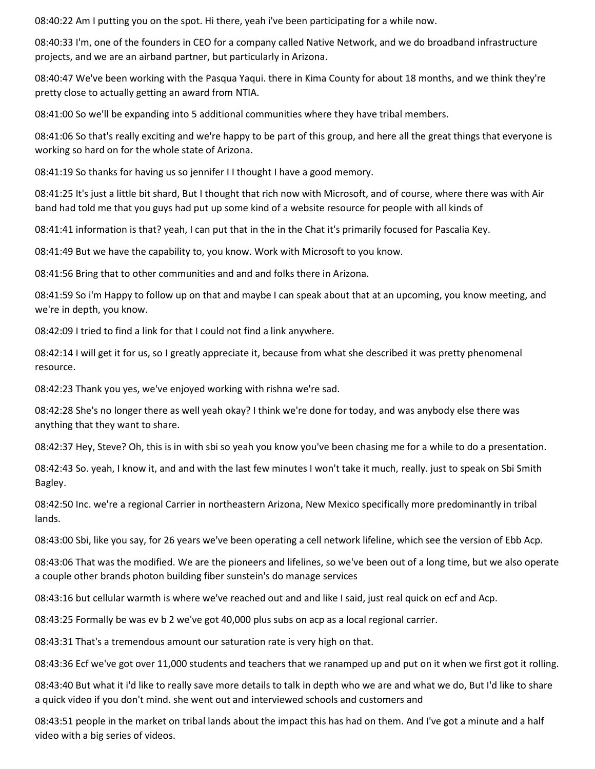08:40:22 Am I putting you on the spot. Hi there, yeah i've been participating for a while now.

08:40:33 I'm, one of the founders in CEO for a company called Native Network, and we do broadband infrastructure projects, and we are an airband partner, but particularly in Arizona.

08:40:47 We've been working with the Pasqua Yaqui. there in Kima County for about 18 months, and we think they're pretty close to actually getting an award from NTIA.

08:41:00 So we'll be expanding into 5 additional communities where they have tribal members.

08:41:06 So that's really exciting and we're happy to be part of this group, and here all the great things that everyone is working so hard on for the whole state of Arizona.

08:41:19 So thanks for having us so jennifer I I thought I have a good memory.

08:41:25 It's just a little bit shard, But I thought that rich now with Microsoft, and of course, where there was with Air band had told me that you guys had put up some kind of a website resource for people with all kinds of

08:41:41 information is that? yeah, I can put that in the in the Chat it's primarily focused for Pascalia Key.

08:41:49 But we have the capability to, you know. Work with Microsoft to you know.

08:41:56 Bring that to other communities and and and folks there in Arizona.

08:41:59 So i'm Happy to follow up on that and maybe I can speak about that at an upcoming, you know meeting, and we're in depth, you know.

08:42:09 I tried to find a link for that I could not find a link anywhere.

08:42:14 I will get it for us, so I greatly appreciate it, because from what she described it was pretty phenomenal resource.

08:42:23 Thank you yes, we've enjoyed working with rishna we're sad.

08:42:28 She's no longer there as well yeah okay? I think we're done for today, and was anybody else there was anything that they want to share.

08:42:37 Hey, Steve? Oh, this is in with sbi so yeah you know you've been chasing me for a while to do a presentation.

08:42:43 So. yeah, I know it, and and with the last few minutes I won't take it much, really. just to speak on Sbi Smith Bagley.

08:42:50 Inc. we're a regional Carrier in northeastern Arizona, New Mexico specifically more predominantly in tribal lands.

08:43:00 Sbi, like you say, for 26 years we've been operating a cell network lifeline, which see the version of Ebb Acp.

08:43:06 That was the modified. We are the pioneers and lifelines, so we've been out of a long time, but we also operate a couple other brands photon building fiber sunstein's do manage services

08:43:16 but cellular warmth is where we've reached out and and like I said, just real quick on ecf and Acp.

08:43:25 Formally be was ev b 2 we've got 40,000 plus subs on acp as a local regional carrier.

08:43:31 That's a tremendous amount our saturation rate is very high on that.

08:43:36 Ecf we've got over 11,000 students and teachers that we ranamped up and put on it when we first got it rolling.

08:43:40 But what it i'd like to really save more details to talk in depth who we are and what we do, But I'd like to share a quick video if you don't mind. she went out and interviewed schools and customers and

08:43:51 people in the market on tribal lands about the impact this has had on them. And I've got a minute and a half video with a big series of videos.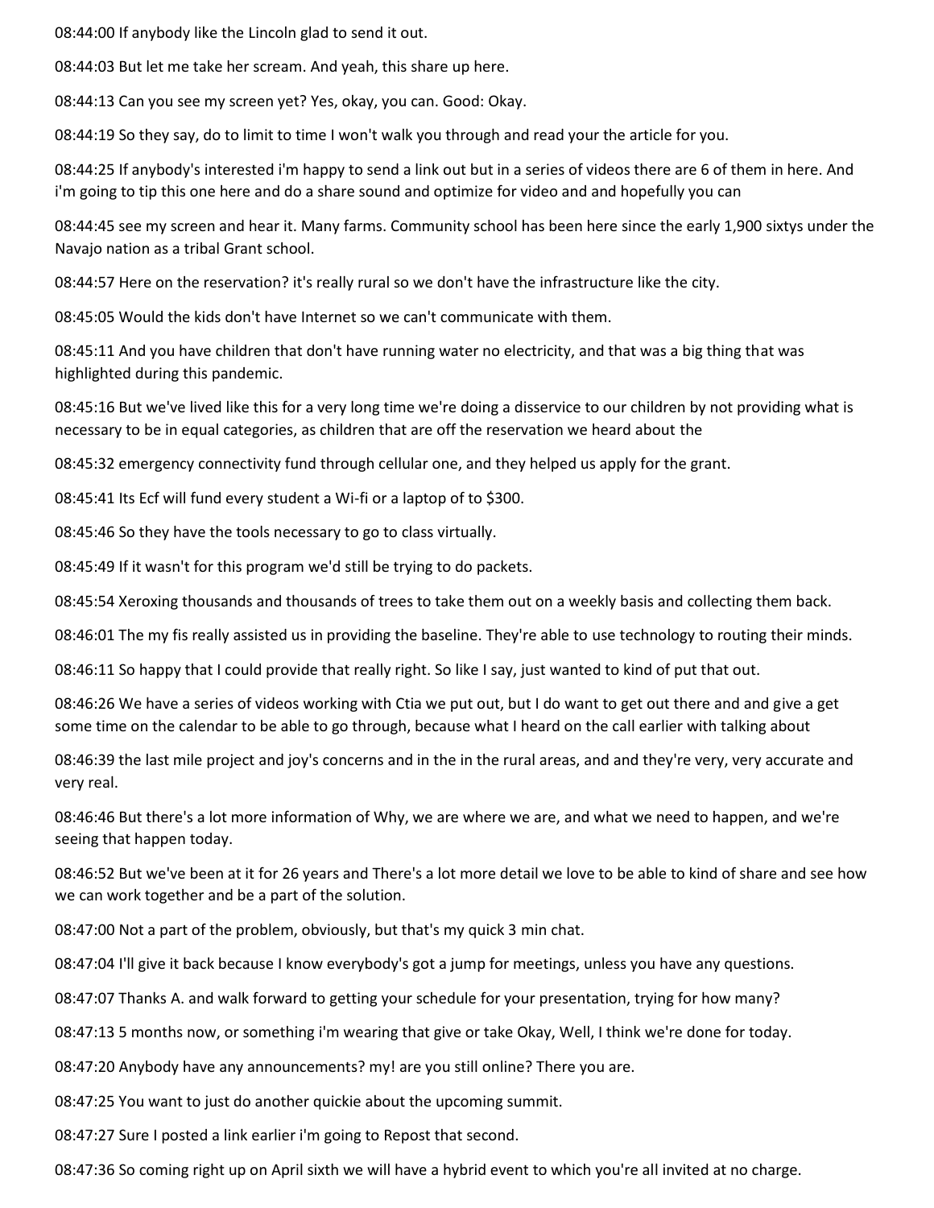08:44:00 If anybody like the Lincoln glad to send it out.

08:44:03 But let me take her scream. And yeah, this share up here.

08:44:13 Can you see my screen yet? Yes, okay, you can. Good: Okay.

08:44:19 So they say, do to limit to time I won't walk you through and read your the article for you.

08:44:25 If anybody's interested i'm happy to send a link out but in a series of videos there are 6 of them in here. And i'm going to tip this one here and do a share sound and optimize for video and and hopefully you can

08:44:45 see my screen and hear it. Many farms. Community school has been here since the early 1,900 sixtys under the Navajo nation as a tribal Grant school.

08:44:57 Here on the reservation? it's really rural so we don't have the infrastructure like the city.

08:45:05 Would the kids don't have Internet so we can't communicate with them.

08:45:11 And you have children that don't have running water no electricity, and that was a big thing that was highlighted during this pandemic.

08:45:16 But we've lived like this for a very long time we're doing a disservice to our children by not providing what is necessary to be in equal categories, as children that are off the reservation we heard about the

08:45:32 emergency connectivity fund through cellular one, and they helped us apply for the grant.

08:45:41 Its Ecf will fund every student a Wi-fi or a laptop of to $300.

08:45:46 So they have the tools necessary to go to class virtually.

08:45:49 If it wasn't for this program we'd still be trying to do packets.

08:45:54 Xeroxing thousands and thousands of trees to take them out on a weekly basis and collecting them back.

08:46:01 The my fis really assisted us in providing the baseline. They're able to use technology to routing their minds.

08:46:11 So happy that I could provide that really right. So like I say, just wanted to kind of put that out.

08:46:26 We have a series of videos working with Ctia we put out, but I do want to get out there and and give a get some time on the calendar to be able to go through, because what I heard on the call earlier with talking about

08:46:39 the last mile project and joy's concerns and in the in the rural areas, and and they're very, very accurate and very real.

08:46:46 But there's a lot more information of Why, we are where we are, and what we need to happen, and we're seeing that happen today.

08:46:52 But we've been at it for 26 years and There's a lot more detail we love to be able to kind of share and see how we can work together and be a part of the solution.

08:47:00 Not a part of the problem, obviously, but that's my quick 3 min chat.

08:47:04 I'll give it back because I know everybody's got a jump for meetings, unless you have any questions.

08:47:07 Thanks A. and walk forward to getting your schedule for your presentation, trying for how many?

08:47:13 5 months now, or something i'm wearing that give or take Okay, Well, I think we're done for today.

08:47:20 Anybody have any announcements? my! are you still online? There you are.

08:47:25 You want to just do another quickie about the upcoming summit.

08:47:27 Sure I posted a link earlier i'm going to Repost that second.

08:47:36 So coming right up on April sixth we will have a hybrid event to which you're all invited at no charge.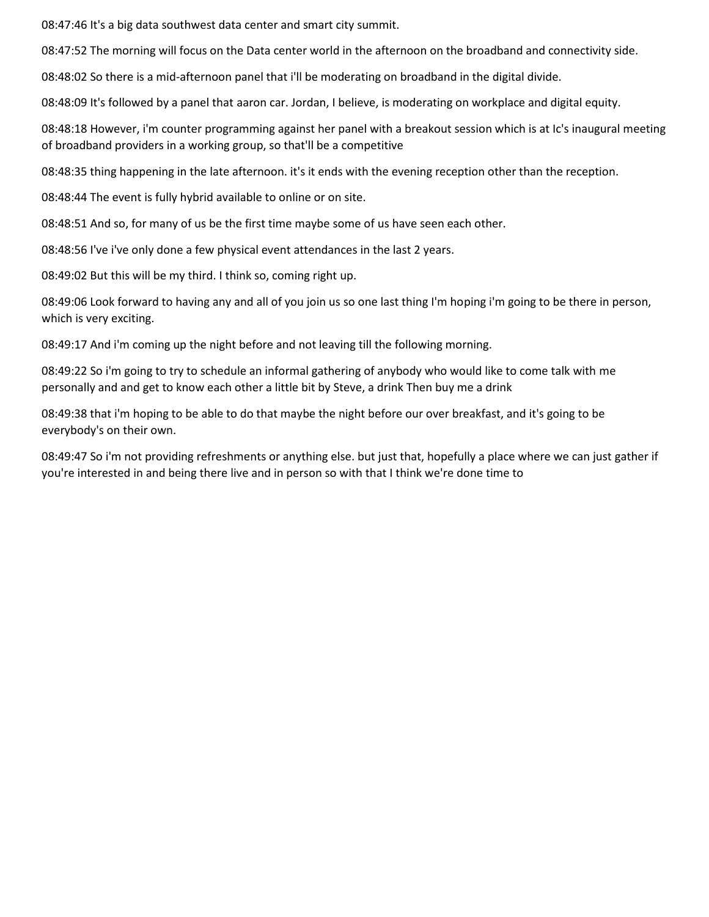08:47:46 It's a big data southwest data center and smart city summit.

08:47:52 The morning will focus on the Data center world in the afternoon on the broadband and connectivity side.

08:48:02 So there is a mid-afternoon panel that i'll be moderating on broadband in the digital divide.

08:48:09 It's followed by a panel that aaron car. Jordan, I believe, is moderating on workplace and digital equity.

08:48:18 However, i'm counter programming against her panel with a breakout session which is at Ic's inaugural meeting of broadband providers in a working group, so that'll be a competitive

08:48:35 thing happening in the late afternoon. it's it ends with the evening reception other than the reception.

08:48:44 The event is fully hybrid available to online or on site.

08:48:51 And so, for many of us be the first time maybe some of us have seen each other.

08:48:56 I've i've only done a few physical event attendances in the last 2 years.

08:49:02 But this will be my third. I think so, coming right up.

08:49:06 Look forward to having any and all of you join us so one last thing I'm hoping i'm going to be there in person, which is very exciting.

08:49:17 And i'm coming up the night before and not leaving till the following morning.

08:49:22 So i'm going to try to schedule an informal gathering of anybody who would like to come talk with me personally and and get to know each other a little bit by Steve, a drink Then buy me a drink

08:49:38 that i'm hoping to be able to do that maybe the night before our over breakfast, and it's going to be everybody's on their own.

08:49:47 So i'm not providing refreshments or anything else. but just that, hopefully a place where we can just gather if you're interested in and being there live and in person so with that I think we're done time to